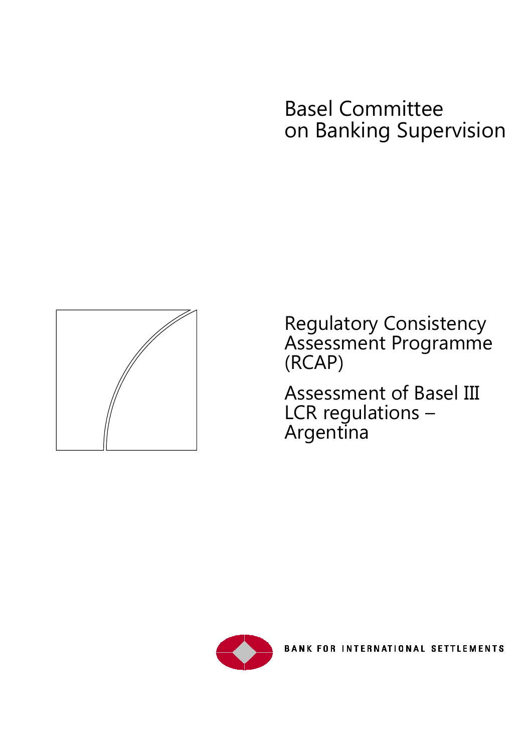# Basel Committee on Banking Supervision

## Regulatory Consistency Assessment Programme (RCAP)

## Assessment of Basel III LCR regulations – Argentina

BANK FOR INTERNATIONAL SETTLEMENTS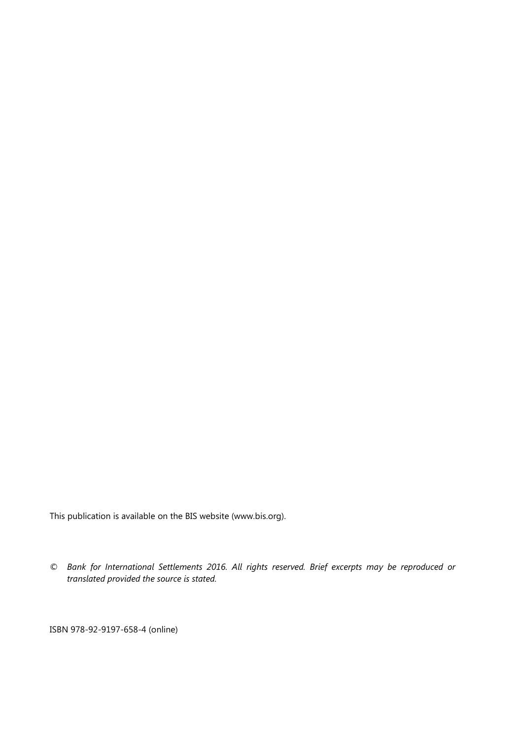This publication is available on the BIS website (www.bis.org).

© *Bank for International Settlements 2016. All rights reserved. Brief excerpts may be reproduced or translated provided the source is stated.*

ISBN 978-92-9197-658-4 (online)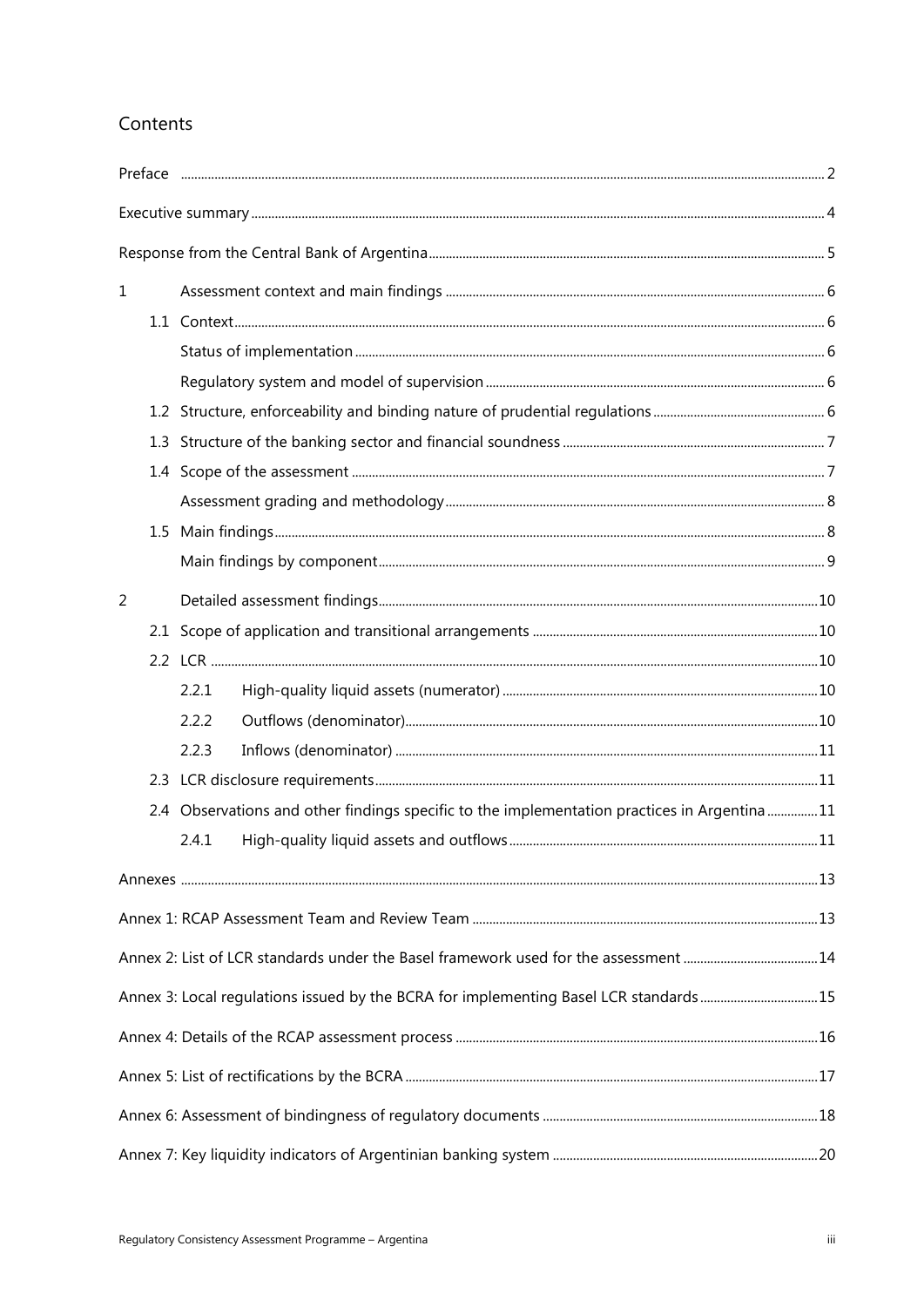## Contents

Preface ..... 2

Executive summary ..... 4

Response from the Central Bank of Argentina ..... 5

1 Assessment context and main findings ..... 6

- 1.1 Context ..... 6
  - Status of implementation ..... 6
  - Regulatory system and model of supervision ..... 6
- 1.2 Structure, enforceability and binding nature of prudential regulations ..... 6
- 1.3 Structure of the banking sector and financial soundness ..... 7
- 1.4 Scope of the assessment ..... 7
  - Assessment grading and methodology ..... 8
- 1.5 Main findings ..... 8
  - Main findings by component ..... 9

2 Detailed assessment findings ..... 10

- 2.1 Scope of application and transitional arrangements ..... 10
- 2.2 LCR ..... 10
  - 2.2.1 High-quality liquid assets (numerator) ..... 10
  - 2.2.2 Outflows (denominator) ..... 10
  - 2.2.3 Inflows (denominator) ..... 11
- 2.3 LCR disclosure requirements ..... 11
- 2.4 Observations and other findings specific to the implementation practices in Argentina ..... 11
  - 2.4.1 High-quality liquid assets and outflows ..... 11

Annexes ..... 13

Annex 1: RCAP Assessment Team and Review Team ..... 13

Annex 2: List of LCR standards under the Basel framework used for the assessment ..... 14

Annex 3: Local regulations issued by the BCRA for implementing Basel LCR standards ..... 15

Annex 4: Details of the RCAP assessment process ..... 16

Annex 5: List of rectifications by the BCRA ..... 17

Annex 6: Assessment of bindingness of regulatory documents ..... 18

Annex 7: Key liquidity indicators of Argentinian banking system ..... 20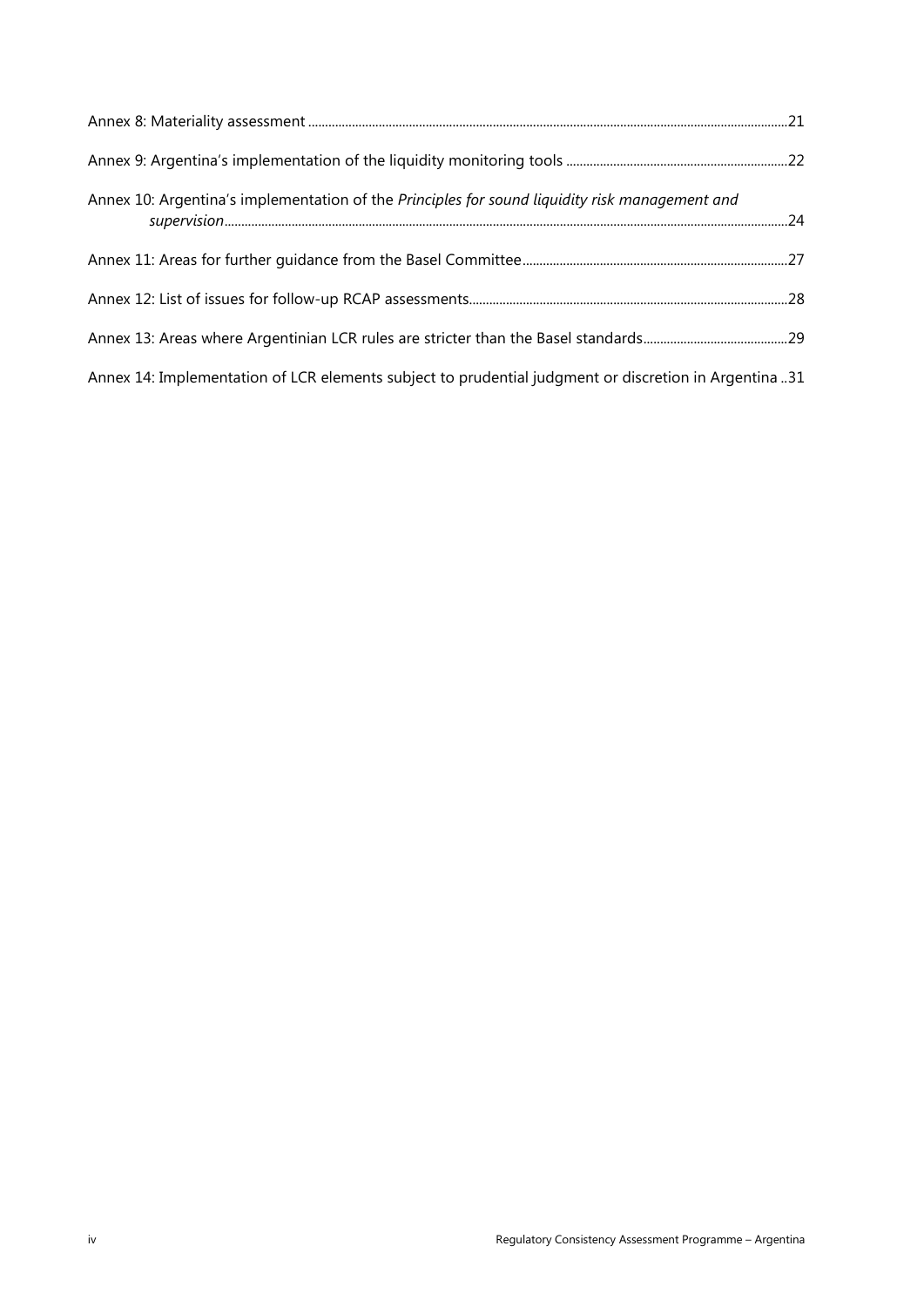Annex 8: Materiality assessment ....................................................................................................................................................21

Annex 9: Argentina's implementation of the liquidity monitoring tools ....................................................................22

Annex 10: Argentina's implementation of the *Principles for sound liquidity risk management and supervision*..........................................................................................................................................................................24

Annex 11: Areas for further guidance from the Basel Committee ...............................................................................27

Annex 12: List of issues for follow-up RCAP assessments...............................................................................................28

Annex 13: Areas where Argentinian LCR rules are stricter than the Basel standards...........................................29

Annex 14: Implementation of LCR elements subject to prudential judgment or discretion in Argentina ..31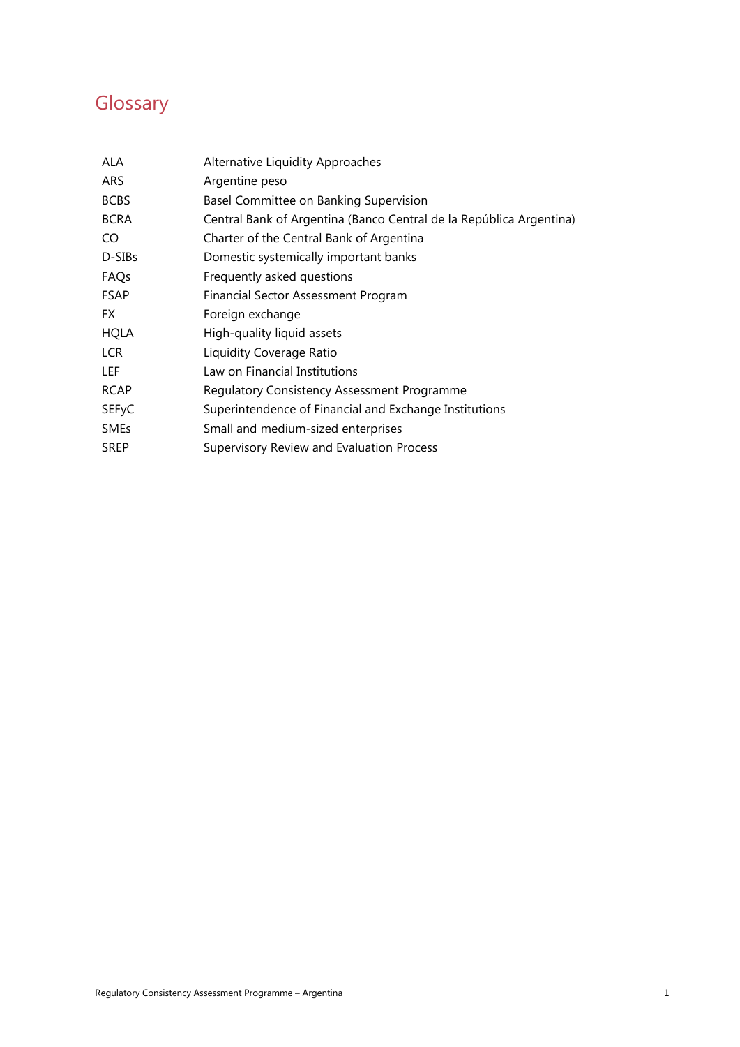# Glossary

| | |
|---|---|
| ALA | Alternative Liquidity Approaches |
| ARS | Argentine peso |
| BCBS | Basel Committee on Banking Supervision |
| BCRA | Central Bank of Argentina (Banco Central de la República Argentina) |
| CO | Charter of the Central Bank of Argentina |
| D-SIBs | Domestic systemically important banks |
| FAQs | Frequently asked questions |
| FSAP | Financial Sector Assessment Program |
| FX | Foreign exchange |
| HQLA | High-quality liquid assets |
| LCR | Liquidity Coverage Ratio |
| LEF | Law on Financial Institutions |
| RCAP | Regulatory Consistency Assessment Programme |
| SEFyC | Superintendence of Financial and Exchange Institutions |
| SMEs | Small and medium-sized enterprises |
| SREP | Supervisory Review and Evaluation Process |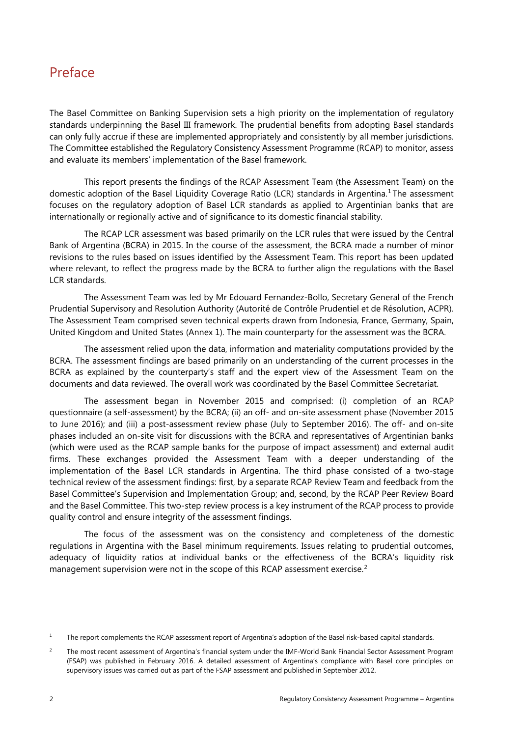# Preface

The Basel Committee on Banking Supervision sets a high priority on the implementation of regulatory standards underpinning the Basel III framework. The prudential benefits from adopting Basel standards can only fully accrue if these are implemented appropriately and consistently by all member jurisdictions. The Committee established the Regulatory Consistency Assessment Programme (RCAP) to monitor, assess and evaluate its members' implementation of the Basel framework.

This report presents the findings of the RCAP Assessment Team (the Assessment Team) on the domestic adoption of the Basel Liquidity Coverage Ratio (LCR) standards in Argentina.[1] The assessment focuses on the regulatory adoption of Basel LCR standards as applied to Argentinian banks that are internationally or regionally active and of significance to its domestic financial stability.

The RCAP LCR assessment was based primarily on the LCR rules that were issued by the Central Bank of Argentina (BCRA) in 2015. In the course of the assessment, the BCRA made a number of minor revisions to the rules based on issues identified by the Assessment Team. This report has been updated where relevant, to reflect the progress made by the BCRA to further align the regulations with the Basel LCR standards.

The Assessment Team was led by Mr Edouard Fernandez-Bollo, Secretary General of the French Prudential Supervisory and Resolution Authority (Autorité de Contrôle Prudentiel et de Résolution, ACPR). The Assessment Team comprised seven technical experts drawn from Indonesia, France, Germany, Spain, United Kingdom and United States (Annex 1). The main counterparty for the assessment was the BCRA.

The assessment relied upon the data, information and materiality computations provided by the BCRA. The assessment findings are based primarily on an understanding of the current processes in the BCRA as explained by the counterparty's staff and the expert view of the Assessment Team on the documents and data reviewed. The overall work was coordinated by the Basel Committee Secretariat.

The assessment began in November 2015 and comprised: (i) completion of an RCAP questionnaire (a self-assessment) by the BCRA; (ii) an off- and on-site assessment phase (November 2015 to June 2016); and (iii) a post-assessment review phase (July to September 2016). The off- and on-site phases included an on-site visit for discussions with the BCRA and representatives of Argentinian banks (which were used as the RCAP sample banks for the purpose of impact assessment) and external audit firms. These exchanges provided the Assessment Team with a deeper understanding of the implementation of the Basel LCR standards in Argentina. The third phase consisted of a two-stage technical review of the assessment findings: first, by a separate RCAP Review Team and feedback from the Basel Committee's Supervision and Implementation Group; and, second, by the RCAP Peer Review Board and the Basel Committee. This two-step review process is a key instrument of the RCAP process to provide quality control and ensure integrity of the assessment findings.

The focus of the assessment was on the consistency and completeness of the domestic regulations in Argentina with the Basel minimum requirements. Issues relating to prudential outcomes, adequacy of liquidity ratios at individual banks or the effectiveness of the BCRA's liquidity risk management supervision were not in the scope of this RCAP assessment exercise.[2]

[1] The report complements the RCAP assessment report of Argentina's adoption of the Basel risk-based capital standards.

[2] The most recent assessment of Argentina's financial system under the IMF-World Bank Financial Sector Assessment Program (FSAP) was published in February 2016. A detailed assessment of Argentina's compliance with Basel core principles on supervisory issues was carried out as part of the FSAP assessment and published in September 2012.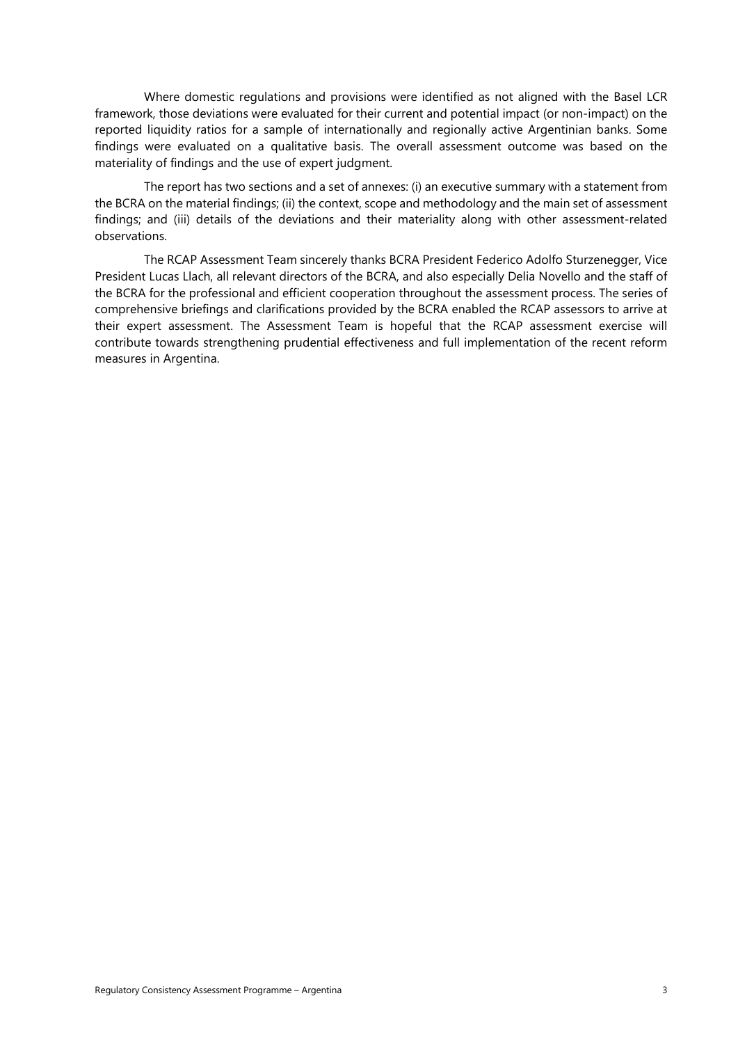Where domestic regulations and provisions were identified as not aligned with the Basel LCR framework, those deviations were evaluated for their current and potential impact (or non-impact) on the reported liquidity ratios for a sample of internationally and regionally active Argentinian banks. Some findings were evaluated on a qualitative basis. The overall assessment outcome was based on the materiality of findings and the use of expert judgment.

The report has two sections and a set of annexes: (i) an executive summary with a statement from the BCRA on the material findings; (ii) the context, scope and methodology and the main set of assessment findings; and (iii) details of the deviations and their materiality along with other assessment-related observations.

The RCAP Assessment Team sincerely thanks BCRA President Federico Adolfo Sturzenegger, Vice President Lucas Llach, all relevant directors of the BCRA, and also especially Delia Novello and the staff of the BCRA for the professional and efficient cooperation throughout the assessment process. The series of comprehensive briefings and clarifications provided by the BCRA enabled the RCAP assessors to arrive at their expert assessment. The Assessment Team is hopeful that the RCAP assessment exercise will contribute towards strengthening prudential effectiveness and full implementation of the recent reform measures in Argentina.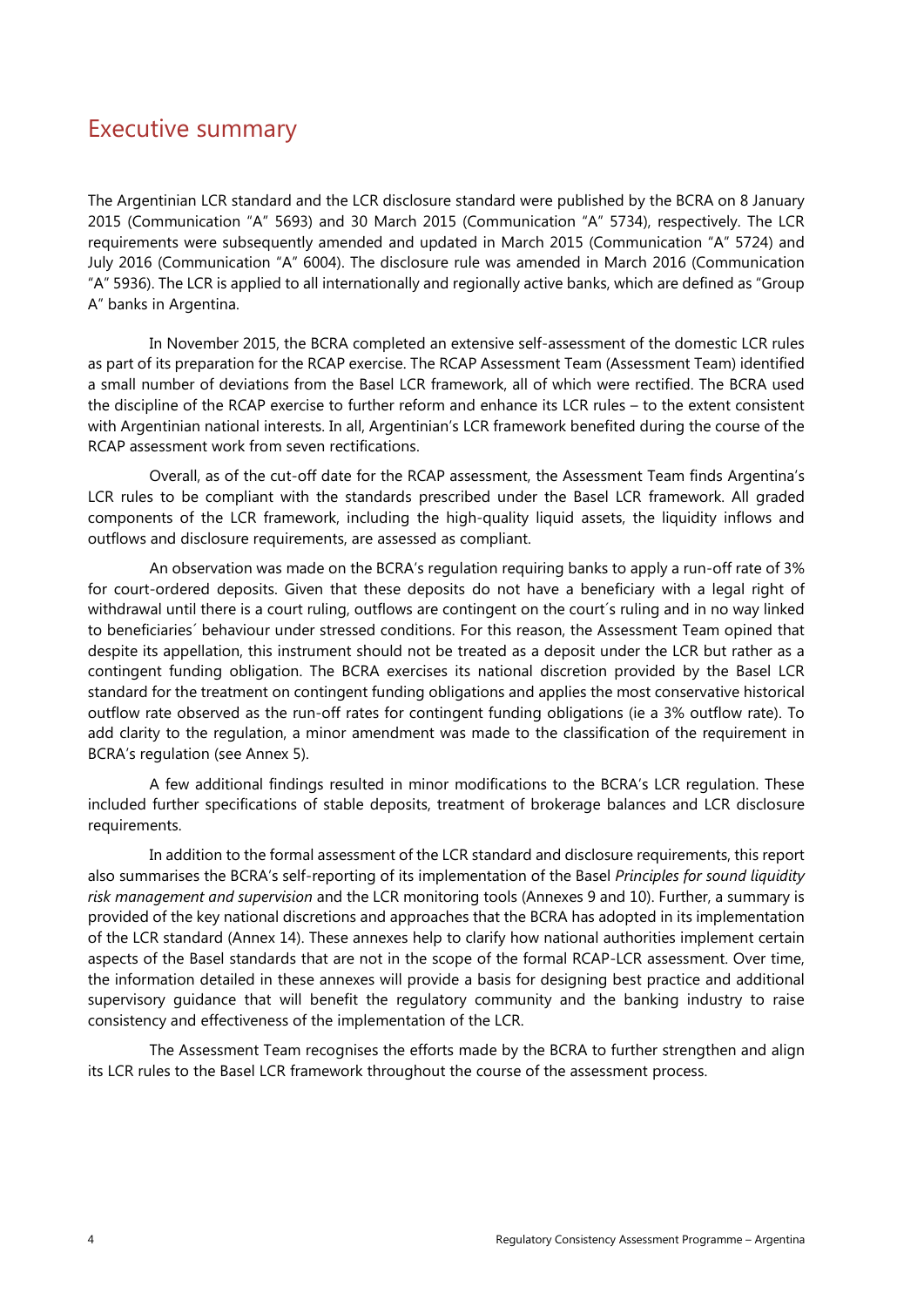# Executive summary

The Argentinian LCR standard and the LCR disclosure standard were published by the BCRA on 8 January 2015 (Communication "A" 5693) and 30 March 2015 (Communication "A" 5734), respectively. The LCR requirements were subsequently amended and updated in March 2015 (Communication "A" 5724) and July 2016 (Communication "A" 6004). The disclosure rule was amended in March 2016 (Communication "A" 5936). The LCR is applied to all internationally and regionally active banks, which are defined as "Group A" banks in Argentina.

In November 2015, the BCRA completed an extensive self-assessment of the domestic LCR rules as part of its preparation for the RCAP exercise. The RCAP Assessment Team (Assessment Team) identified a small number of deviations from the Basel LCR framework, all of which were rectified. The BCRA used the discipline of the RCAP exercise to further reform and enhance its LCR rules – to the extent consistent with Argentinian national interests. In all, Argentinian's LCR framework benefited during the course of the RCAP assessment work from seven rectifications.

Overall, as of the cut-off date for the RCAP assessment, the Assessment Team finds Argentina's LCR rules to be compliant with the standards prescribed under the Basel LCR framework. All graded components of the LCR framework, including the high-quality liquid assets, the liquidity inflows and outflows and disclosure requirements, are assessed as compliant.

An observation was made on the BCRA's regulation requiring banks to apply a run-off rate of 3% for court-ordered deposits. Given that these deposits do not have a beneficiary with a legal right of withdrawal until there is a court ruling, outflows are contingent on the court´s ruling and in no way linked to beneficiaries´ behaviour under stressed conditions. For this reason, the Assessment Team opined that despite its appellation, this instrument should not be treated as a deposit under the LCR but rather as a contingent funding obligation. The BCRA exercises its national discretion provided by the Basel LCR standard for the treatment on contingent funding obligations and applies the most conservative historical outflow rate observed as the run-off rates for contingent funding obligations (ie a 3% outflow rate). To add clarity to the regulation, a minor amendment was made to the classification of the requirement in BCRA's regulation (see Annex 5).

A few additional findings resulted in minor modifications to the BCRA's LCR regulation. These included further specifications of stable deposits, treatment of brokerage balances and LCR disclosure requirements.

In addition to the formal assessment of the LCR standard and disclosure requirements, this report also summarises the BCRA's self-reporting of its implementation of the Basel *Principles for sound liquidity risk management and supervision* and the LCR monitoring tools (Annexes 9 and 10). Further, a summary is provided of the key national discretions and approaches that the BCRA has adopted in its implementation of the LCR standard (Annex 14). These annexes help to clarify how national authorities implement certain aspects of the Basel standards that are not in the scope of the formal RCAP-LCR assessment. Over time, the information detailed in these annexes will provide a basis for designing best practice and additional supervisory guidance that will benefit the regulatory community and the banking industry to raise consistency and effectiveness of the implementation of the LCR.

The Assessment Team recognises the efforts made by the BCRA to further strengthen and align its LCR rules to the Basel LCR framework throughout the course of the assessment process.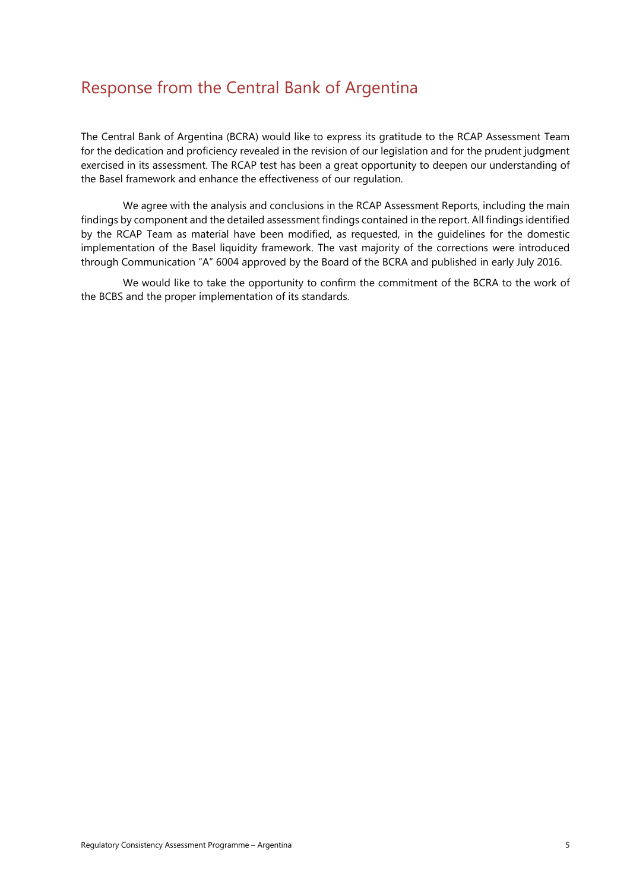## Response from the Central Bank of Argentina

The Central Bank of Argentina (BCRA) would like to express its gratitude to the RCAP Assessment Team for the dedication and proficiency revealed in the revision of our legislation and for the prudent judgment exercised in its assessment. The RCAP test has been a great opportunity to deepen our understanding of the Basel framework and enhance the effectiveness of our regulation.

We agree with the analysis and conclusions in the RCAP Assessment Reports, including the main findings by component and the detailed assessment findings contained in the report. All findings identified by the RCAP Team as material have been modified, as requested, in the guidelines for the domestic implementation of the Basel liquidity framework. The vast majority of the corrections were introduced through Communication "A" 6004 approved by the Board of the BCRA and published in early July 2016.

We would like to take the opportunity to confirm the commitment of the BCRA to the work of the BCBS and the proper implementation of its standards.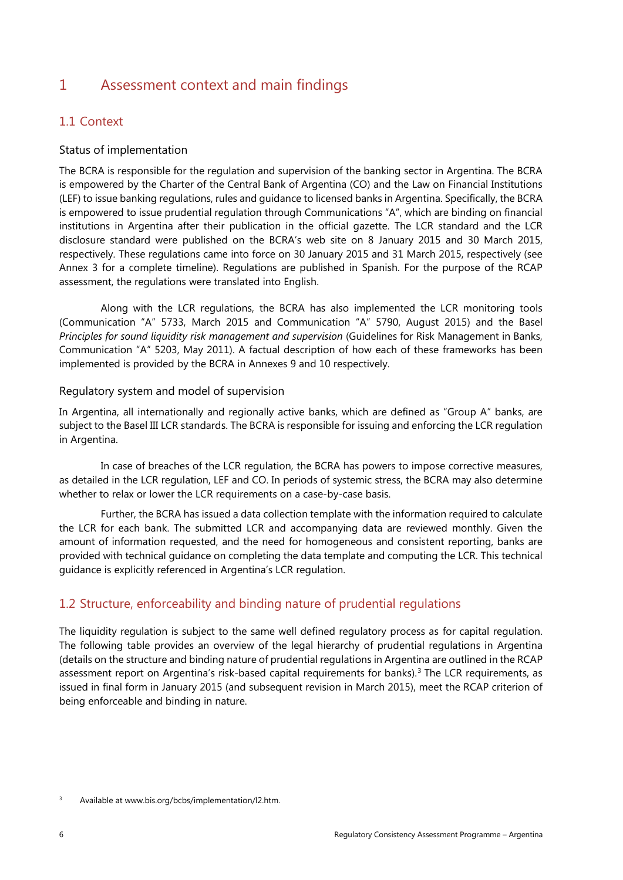# 1 Assessment context and main findings

## 1.1 Context

### Status of implementation

The BCRA is responsible for the regulation and supervision of the banking sector in Argentina. The BCRA is empowered by the Charter of the Central Bank of Argentina (CO) and the Law on Financial Institutions (LEF) to issue banking regulations, rules and guidance to licensed banks in Argentina. Specifically, the BCRA is empowered to issue prudential regulation through Communications "A", which are binding on financial institutions in Argentina after their publication in the official gazette. The LCR standard and the LCR disclosure standard were published on the BCRA's web site on 8 January 2015 and 30 March 2015, respectively. These regulations came into force on 30 January 2015 and 31 March 2015, respectively (see Annex 3 for a complete timeline). Regulations are published in Spanish. For the purpose of the RCAP assessment, the regulations were translated into English.

Along with the LCR regulations, the BCRA has also implemented the LCR monitoring tools (Communication "A" 5733, March 2015 and Communication "A" 5790, August 2015) and the Basel *Principles for sound liquidity risk management and supervision* (Guidelines for Risk Management in Banks, Communication "A" 5203, May 2011). A factual description of how each of these frameworks has been implemented is provided by the BCRA in Annexes 9 and 10 respectively.

### Regulatory system and model of supervision

In Argentina, all internationally and regionally active banks, which are defined as "Group A" banks, are subject to the Basel III LCR standards. The BCRA is responsible for issuing and enforcing the LCR regulation in Argentina.

In case of breaches of the LCR regulation, the BCRA has powers to impose corrective measures, as detailed in the LCR regulation, LEF and CO. In periods of systemic stress, the BCRA may also determine whether to relax or lower the LCR requirements on a case-by-case basis.

Further, the BCRA has issued a data collection template with the information required to calculate the LCR for each bank. The submitted LCR and accompanying data are reviewed monthly. Given the amount of information requested, and the need for homogeneous and consistent reporting, banks are provided with technical guidance on completing the data template and computing the LCR. This technical guidance is explicitly referenced in Argentina's LCR regulation.

## 1.2 Structure, enforceability and binding nature of prudential regulations

The liquidity regulation is subject to the same well defined regulatory process as for capital regulation. The following table provides an overview of the legal hierarchy of prudential regulations in Argentina (details on the structure and binding nature of prudential regulations in Argentina are outlined in the RCAP assessment report on Argentina's risk-based capital requirements for banks).[3] The LCR requirements, as issued in final form in January 2015 (and subsequent revision in March 2015), meet the RCAP criterion of being enforceable and binding in nature.

[3] Available at www.bis.org/bcbs/implementation/l2.htm.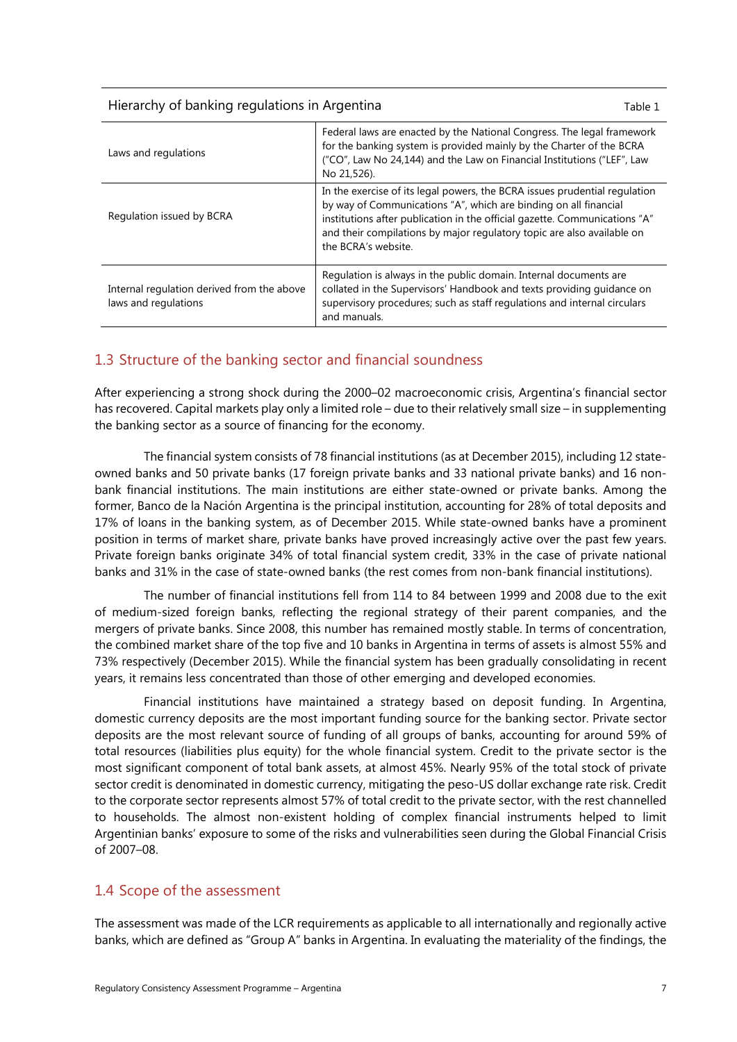| Hierarchy of banking regulations in Argentina | Table 1 |
|---|---|
| Laws and regulations | Federal laws are enacted by the National Congress. The legal framework for the banking system is provided mainly by the Charter of the BCRA ("CO", Law No 24,144) and the Law on Financial Institutions ("LEF", Law No 21,526). |
| Regulation issued by BCRA | In the exercise of its legal powers, the BCRA issues prudential regulation by way of Communications "A", which are binding on all financial institutions after publication in the official gazette. Communications "A" and their compilations by major regulatory topic are also available on the BCRA's website. |
| Internal regulation derived from the above laws and regulations | Regulation is always in the public domain. Internal documents are collated in the Supervisors' Handbook and texts providing guidance on supervisory procedures; such as staff regulations and internal circulars and manuals. |

## 1.3 Structure of the banking sector and financial soundness

After experiencing a strong shock during the 2000–02 macroeconomic crisis, Argentina's financial sector has recovered. Capital markets play only a limited role – due to their relatively small size – in supplementing the banking sector as a source of financing for the economy.

The financial system consists of 78 financial institutions (as at December 2015), including 12 state-owned banks and 50 private banks (17 foreign private banks and 33 national private banks) and 16 non-bank financial institutions. The main institutions are either state-owned or private banks. Among the former, Banco de la Nación Argentina is the principal institution, accounting for 28% of total deposits and 17% of loans in the banking system, as of December 2015. While state-owned banks have a prominent position in terms of market share, private banks have proved increasingly active over the past few years. Private foreign banks originate 34% of total financial system credit, 33% in the case of private national banks and 31% in the case of state-owned banks (the rest comes from non-bank financial institutions).

The number of financial institutions fell from 114 to 84 between 1999 and 2008 due to the exit of medium-sized foreign banks, reflecting the regional strategy of their parent companies, and the mergers of private banks. Since 2008, this number has remained mostly stable. In terms of concentration, the combined market share of the top five and 10 banks in Argentina in terms of assets is almost 55% and 73% respectively (December 2015). While the financial system has been gradually consolidating in recent years, it remains less concentrated than those of other emerging and developed economies.

Financial institutions have maintained a strategy based on deposit funding. In Argentina, domestic currency deposits are the most important funding source for the banking sector. Private sector deposits are the most relevant source of funding of all groups of banks, accounting for around 59% of total resources (liabilities plus equity) for the whole financial system. Credit to the private sector is the most significant component of total bank assets, at almost 45%. Nearly 95% of the total stock of private sector credit is denominated in domestic currency, mitigating the peso-US dollar exchange rate risk. Credit to the corporate sector represents almost 57% of total credit to the private sector, with the rest channelled to households. The almost non-existent holding of complex financial instruments helped to limit Argentinian banks' exposure to some of the risks and vulnerabilities seen during the Global Financial Crisis of 2007–08.

## 1.4 Scope of the assessment

The assessment was made of the LCR requirements as applicable to all internationally and regionally active banks, which are defined as "Group A" banks in Argentina. In evaluating the materiality of the findings, the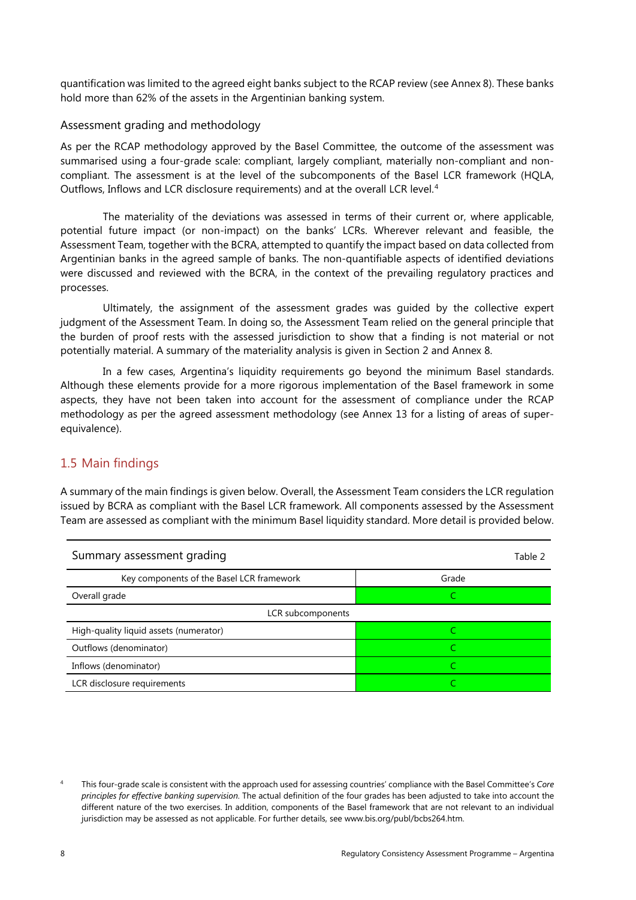quantification was limited to the agreed eight banks subject to the RCAP review (see Annex 8). These banks hold more than 62% of the assets in the Argentinian banking system.

### Assessment grading and methodology

As per the RCAP methodology approved by the Basel Committee, the outcome of the assessment was summarised using a four-grade scale: compliant, largely compliant, materially non-compliant and non-compliant. The assessment is at the level of the subcomponents of the Basel LCR framework (HQLA, Outflows, Inflows and LCR disclosure requirements) and at the overall LCR level.[4]

The materiality of the deviations was assessed in terms of their current or, where applicable, potential future impact (or non-impact) on the banks' LCRs. Wherever relevant and feasible, the Assessment Team, together with the BCRA, attempted to quantify the impact based on data collected from Argentinian banks in the agreed sample of banks. The non-quantifiable aspects of identified deviations were discussed and reviewed with the BCRA, in the context of the prevailing regulatory practices and processes.

Ultimately, the assignment of the assessment grades was guided by the collective expert judgment of the Assessment Team. In doing so, the Assessment Team relied on the general principle that the burden of proof rests with the assessed jurisdiction to show that a finding is not material or not potentially material. A summary of the materiality analysis is given in Section 2 and Annex 8.

In a few cases, Argentina's liquidity requirements go beyond the minimum Basel standards. Although these elements provide for a more rigorous implementation of the Basel framework in some aspects, they have not been taken into account for the assessment of compliance under the RCAP methodology as per the agreed assessment methodology (see Annex 13 for a listing of areas of super-equivalence).

## 1.5 Main findings

A summary of the main findings is given below. Overall, the Assessment Team considers the LCR regulation issued by BCRA as compliant with the Basel LCR framework. All components assessed by the Assessment Team are assessed as compliant with the minimum Basel liquidity standard. More detail is provided below.

Summary assessment grading — Table 2

| Key components of the Basel LCR framework | Grade |
|---|---|
| Overall grade | C |
| LCR subcomponents | |
| High-quality liquid assets (numerator) | C |
| Outflows (denominator) | C |
| Inflows (denominator) | C |
| LCR disclosure requirements | C |

[4] This four-grade scale is consistent with the approach used for assessing countries' compliance with the Basel Committee's *Core principles for effective banking supervision*. The actual definition of the four grades has been adjusted to take into account the different nature of the two exercises. In addition, components of the Basel framework that are not relevant to an individual jurisdiction may be assessed as not applicable. For further details, see www.bis.org/publ/bcbs264.htm.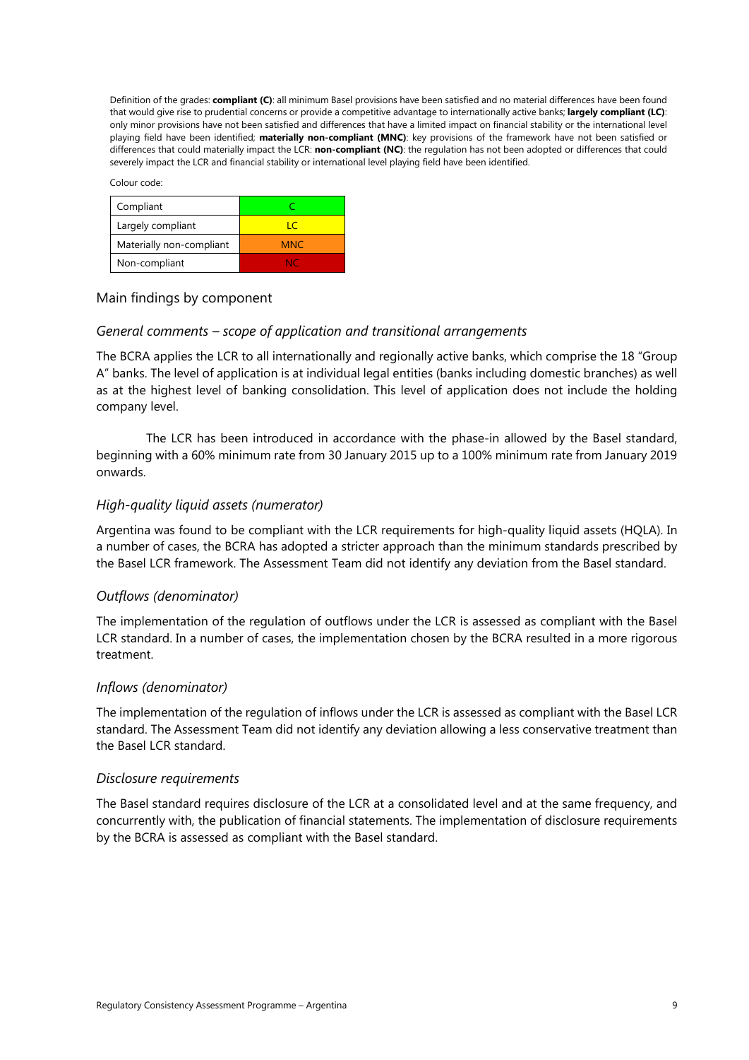Definition of the grades: **compliant (C)**: all minimum Basel provisions have been satisfied and no material differences have been found that would give rise to prudential concerns or provide a competitive advantage to internationally active banks; **largely compliant (LC)**: only minor provisions have not been satisfied and differences that have a limited impact on financial stability or the international level playing field have been identified; **materially non-compliant (MNC)**: key provisions of the framework have not been satisfied or differences that could materially impact the LCR: **non-compliant (NC)**: the regulation has not been adopted or differences that could severely impact the LCR and financial stability or international level playing field have been identified.

Colour code:

| | |
|---|---|
| Compliant | C |
| Largely compliant | LC |
| Materially non-compliant | MNC |
| Non-compliant | NC |

## Main findings by component

### *General comments – scope of application and transitional arrangements*

The BCRA applies the LCR to all internationally and regionally active banks, which comprise the 18 "Group A" banks. The level of application is at individual legal entities (banks including domestic branches) as well as at the highest level of banking consolidation. This level of application does not include the holding company level.

The LCR has been introduced in accordance with the phase-in allowed by the Basel standard, beginning with a 60% minimum rate from 30 January 2015 up to a 100% minimum rate from January 2019 onwards.

### *High-quality liquid assets (numerator)*

Argentina was found to be compliant with the LCR requirements for high-quality liquid assets (HQLA). In a number of cases, the BCRA has adopted a stricter approach than the minimum standards prescribed by the Basel LCR framework. The Assessment Team did not identify any deviation from the Basel standard.

### *Outflows (denominator)*

The implementation of the regulation of outflows under the LCR is assessed as compliant with the Basel LCR standard. In a number of cases, the implementation chosen by the BCRA resulted in a more rigorous treatment.

### *Inflows (denominator)*

The implementation of the regulation of inflows under the LCR is assessed as compliant with the Basel LCR standard. The Assessment Team did not identify any deviation allowing a less conservative treatment than the Basel LCR standard.

### *Disclosure requirements*

The Basel standard requires disclosure of the LCR at a consolidated level and at the same frequency, and concurrently with, the publication of financial statements. The implementation of disclosure requirements by the BCRA is assessed as compliant with the Basel standard.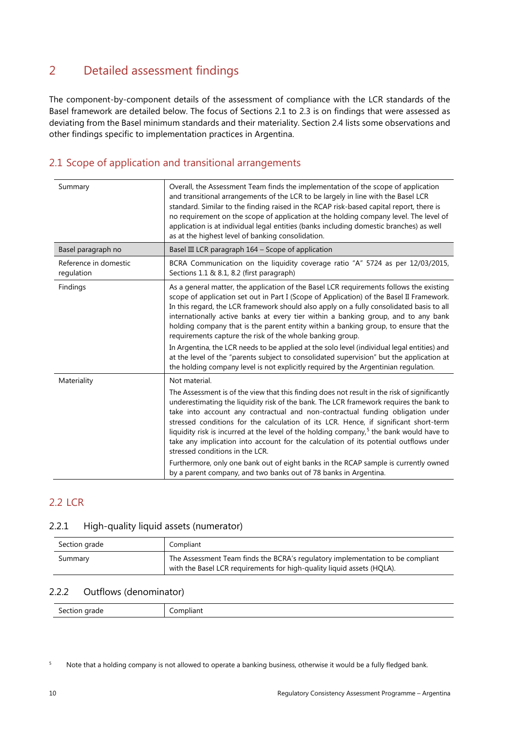# 2 Detailed assessment findings

The component-by-component details of the assessment of compliance with the LCR standards of the Basel framework are detailed below. The focus of Sections 2.1 to 2.3 is on findings that were assessed as deviating from the Basel minimum standards and their materiality. Section 2.4 lists some observations and other findings specific to implementation practices in Argentina.

## 2.1 Scope of application and transitional arrangements

| | |
|---|---|
| Summary | Overall, the Assessment Team finds the implementation of the scope of application and transitional arrangements of the LCR to be largely in line with the Basel LCR standard. Similar to the finding raised in the RCAP risk-based capital report, there is no requirement on the scope of application at the holding company level. The level of application is at individual legal entities (banks including domestic branches) as well as at the highest level of banking consolidation. |
| Basel paragraph no | Basel III LCR paragraph 164 – Scope of application |
| Reference in domestic regulation | BCRA Communication on the liquidity coverage ratio "A" 5724 as per 12/03/2015, Sections 1.1 & 8.1, 8.2 (first paragraph) |
| Findings | As a general matter, the application of the Basel LCR requirements follows the existing scope of application set out in Part I (Scope of Application) of the Basel II Framework. In this regard, the LCR framework should also apply on a fully consolidated basis to all internationally active banks at every tier within a banking group, and to any bank holding company that is the parent entity within a banking group, to ensure that the requirements capture the risk of the whole banking group.<br><br>In Argentina, the LCR needs to be applied at the solo level (individual legal entities) and at the level of the "parents subject to consolidated supervision" but the application at the holding company level is not explicitly required by the Argentinian regulation. |
| Materiality | Not material.<br><br>The Assessment is of the view that this finding does not result in the risk of significantly underestimating the liquidity risk of the bank. The LCR framework requires the bank to take into account any contractual and non-contractual funding obligation under stressed conditions for the calculation of its LCR. Hence, if significant short-term liquidity risk is incurred at the level of the holding company,[5] the bank would have to take any implication into account for the calculation of its potential outflows under stressed conditions in the LCR.<br><br>Furthermore, only one bank out of eight banks in the RCAP sample is currently owned by a parent company, and two banks out of 78 banks in Argentina. |

## 2.2 LCR

### 2.2.1 High-quality liquid assets (numerator)

| | |
|---|---|
| Section grade | Compliant |
| Summary | The Assessment Team finds the BCRA's regulatory implementation to be compliant with the Basel LCR requirements for high-quality liquid assets (HQLA). |

### 2.2.2 Outflows (denominator)

| | |
|---|---|
| Section grade | Compliant |

[5] Note that a holding company is not allowed to operate a banking business, otherwise it would be a fully fledged bank.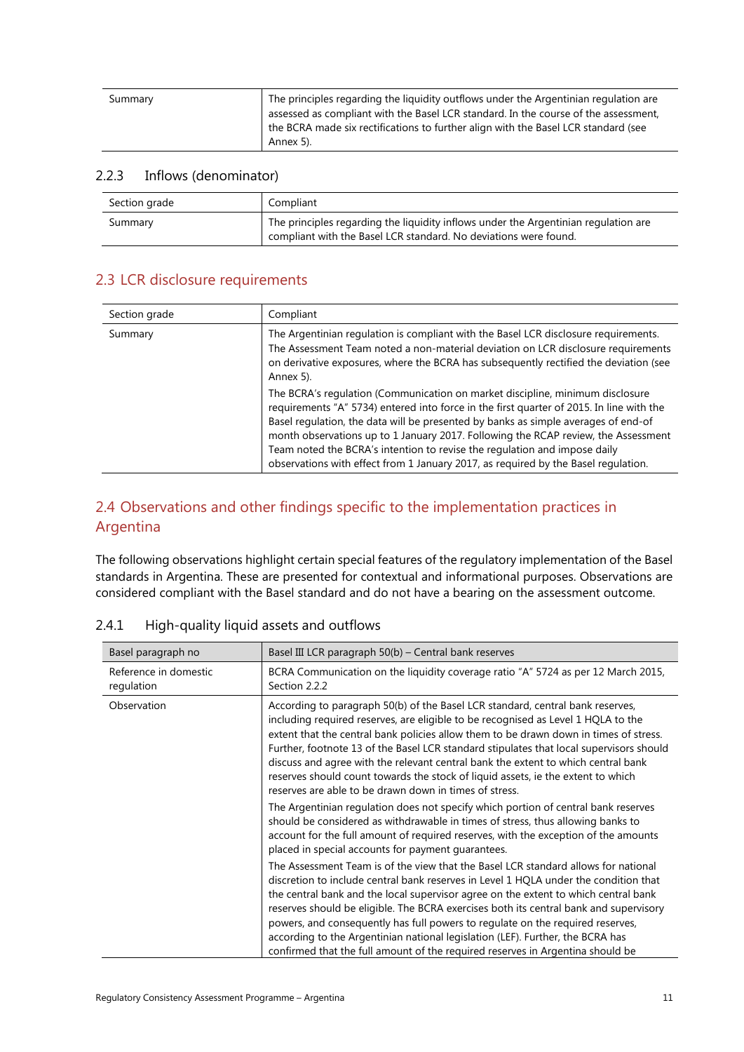| | |
|---|---|
| Summary | The principles regarding the liquidity outflows under the Argentinian regulation are assessed as compliant with the Basel LCR standard. In the course of the assessment, the BCRA made six rectifications to further align with the Basel LCR standard (see Annex 5). |

### 2.2.3 Inflows (denominator)

| | |
|---|---|
| Section grade | Compliant |
| Summary | The principles regarding the liquidity inflows under the Argentinian regulation are compliant with the Basel LCR standard. No deviations were found. |

## 2.3 LCR disclosure requirements

| | |
|---|---|
| Section grade | Compliant |
| Summary | The Argentinian regulation is compliant with the Basel LCR disclosure requirements. The Assessment Team noted a non-material deviation on LCR disclosure requirements on derivative exposures, where the BCRA has subsequently rectified the deviation (see Annex 5).<br><br>The BCRA's regulation (Communication on market discipline, minimum disclosure requirements "A" 5734) entered into force in the first quarter of 2015. In line with the Basel regulation, the data will be presented by banks as simple averages of end-of month observations up to 1 January 2017. Following the RCAP review, the Assessment Team noted the BCRA's intention to revise the regulation and impose daily observations with effect from 1 January 2017, as required by the Basel regulation. |

## 2.4 Observations and other findings specific to the implementation practices in Argentina

The following observations highlight certain special features of the regulatory implementation of the Basel standards in Argentina. These are presented for contextual and informational purposes. Observations are considered compliant with the Basel standard and do not have a bearing on the assessment outcome.

### 2.4.1 High-quality liquid assets and outflows

| Basel paragraph no | Basel III LCR paragraph 50(b) – Central bank reserves |
|---|---|
| Reference in domestic regulation | BCRA Communication on the liquidity coverage ratio "A" 5724 as per 12 March 2015, Section 2.2.2 |
| Observation | According to paragraph 50(b) of the Basel LCR standard, central bank reserves, including required reserves, are eligible to be recognised as Level 1 HQLA to the extent that the central bank policies allow them to be drawn down in times of stress. Further, footnote 13 of the Basel LCR standard stipulates that local supervisors should discuss and agree with the relevant central bank the extent to which central bank reserves should count towards the stock of liquid assets, ie the extent to which reserves are able to be drawn down in times of stress.<br><br>The Argentinian regulation does not specify which portion of central bank reserves should be considered as withdrawable in times of stress, thus allowing banks to account for the full amount of required reserves, with the exception of the amounts placed in special accounts for payment guarantees.<br><br>The Assessment Team is of the view that the Basel LCR standard allows for national discretion to include central bank reserves in Level 1 HQLA under the condition that the central bank and the local supervisor agree on the extent to which central bank reserves should be eligible. The BCRA exercises both its central bank and supervisory powers, and consequently has full powers to regulate on the required reserves, according to the Argentinian national legislation (LEF). Further, the BCRA has confirmed that the full amount of the required reserves in Argentina should be |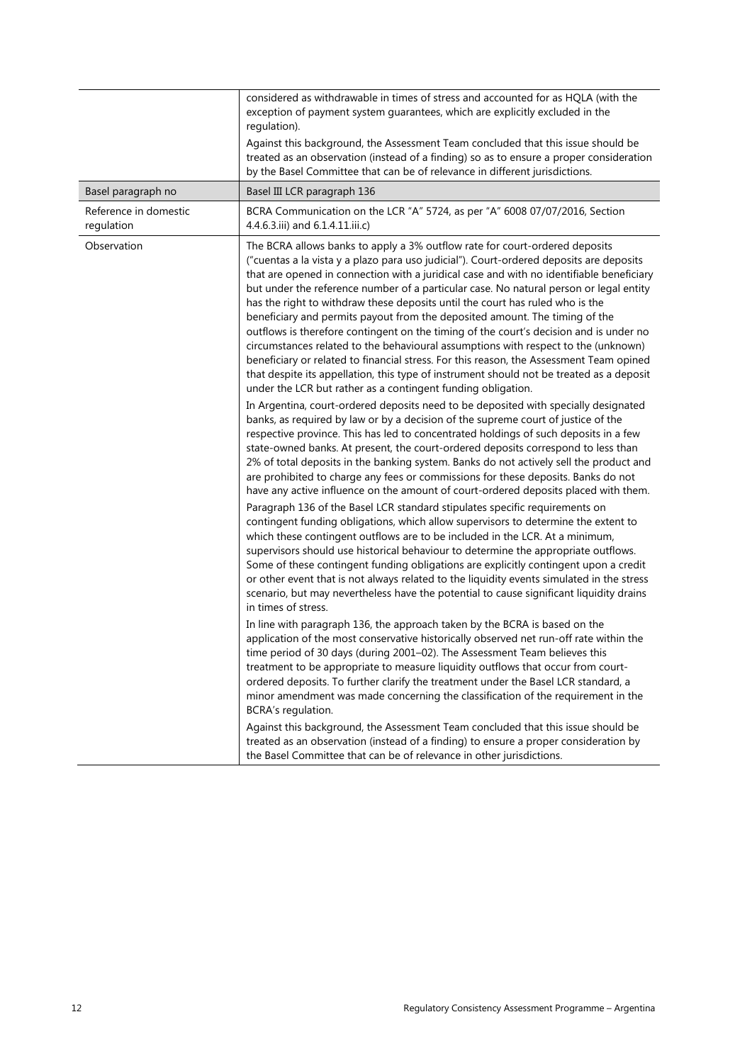| | |
|---|---|
| | considered as withdrawable in times of stress and accounted for as HQLA (with the exception of payment system guarantees, which are explicitly excluded in the regulation).<br><br>Against this background, the Assessment Team concluded that this issue should be treated as an observation (instead of a finding) so as to ensure a proper consideration by the Basel Committee that can be of relevance in different jurisdictions. |
| Basel paragraph no | Basel III LCR paragraph 136 |
| Reference in domestic regulation | BCRA Communication on the LCR "A" 5724, as per "A" 6008 07/07/2016, Section 4.4.6.3.iii) and 6.1.4.11.iii.c) |
| Observation | The BCRA allows banks to apply a 3% outflow rate for court-ordered deposits ("cuentas a la vista y a plazo para uso judicial"). Court-ordered deposits are deposits that are opened in connection with a juridical case and with no identifiable beneficiary but under the reference number of a particular case. No natural person or legal entity has the right to withdraw these deposits until the court has ruled who is the beneficiary and permits payout from the deposited amount. The timing of the outflows is therefore contingent on the timing of the court's decision and is under no circumstances related to the behavioural assumptions with respect to the (unknown) beneficiary or related to financial stress. For this reason, the Assessment Team opined that despite its appellation, this type of instrument should not be treated as a deposit under the LCR but rather as a contingent funding obligation.<br><br>In Argentina, court-ordered deposits need to be deposited with specially designated banks, as required by law or by a decision of the supreme court of justice of the respective province. This has led to concentrated holdings of such deposits in a few state-owned banks. At present, the court-ordered deposits correspond to less than 2% of total deposits in the banking system. Banks do not actively sell the product and are prohibited to charge any fees or commissions for these deposits. Banks do not have any active influence on the amount of court-ordered deposits placed with them.<br><br>Paragraph 136 of the Basel LCR standard stipulates specific requirements on contingent funding obligations, which allow supervisors to determine the extent to which these contingent outflows are to be included in the LCR. At a minimum, supervisors should use historical behaviour to determine the appropriate outflows. Some of these contingent funding obligations are explicitly contingent upon a credit or other event that is not always related to the liquidity events simulated in the stress scenario, but may nevertheless have the potential to cause significant liquidity drains in times of stress.<br><br>In line with paragraph 136, the approach taken by the BCRA is based on the application of the most conservative historically observed net run-off rate within the time period of 30 days (during 2001–02). The Assessment Team believes this treatment to be appropriate to measure liquidity outflows that occur from court-ordered deposits. To further clarify the treatment under the Basel LCR standard, a minor amendment was made concerning the classification of the requirement in the BCRA's regulation.<br><br>Against this background, the Assessment Team concluded that this issue should be treated as an observation (instead of a finding) to ensure a proper consideration by the Basel Committee that can be of relevance in other jurisdictions. |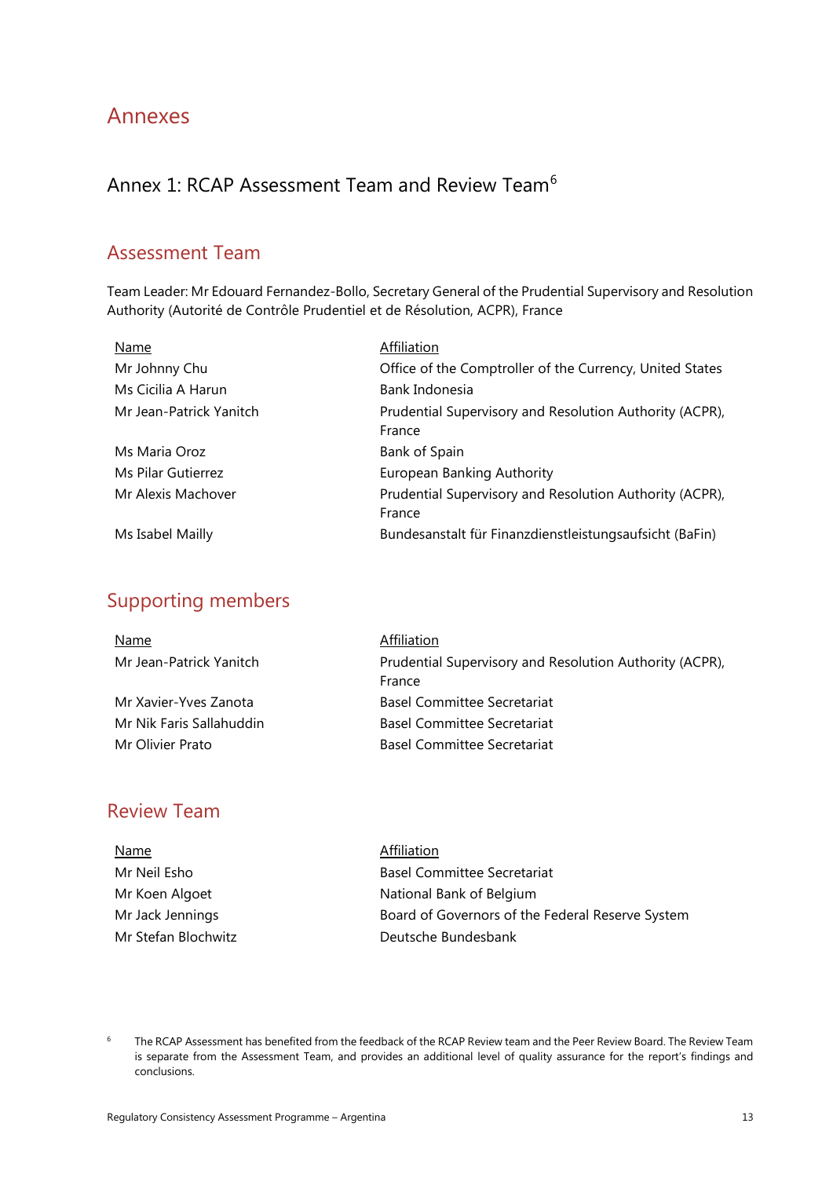# Annexes

## Annex 1: RCAP Assessment Team and Review Team[6]

### Assessment Team

Team Leader: Mr Edouard Fernandez-Bollo, Secretary General of the Prudential Supervisory and Resolution Authority (Autorité de Contrôle Prudentiel et de Résolution, ACPR), France

| Name | Affiliation |
| --- | --- |
| Mr Johnny Chu | Office of the Comptroller of the Currency, United States |
| Ms Cicilia A Harun | Bank Indonesia |
| Mr Jean-Patrick Yanitch | Prudential Supervisory and Resolution Authority (ACPR), France |
| Ms Maria Oroz | Bank of Spain |
| Ms Pilar Gutierrez | European Banking Authority |
| Mr Alexis Machover | Prudential Supervisory and Resolution Authority (ACPR), France |
| Ms Isabel Mailly | Bundesanstalt für Finanzdienstleistungsaufsicht (BaFin) |

### Supporting members

| Name | Affiliation |
| --- | --- |
| Mr Jean-Patrick Yanitch | Prudential Supervisory and Resolution Authority (ACPR), France |
| Mr Xavier-Yves Zanota | Basel Committee Secretariat |
| Mr Nik Faris Sallahuddin | Basel Committee Secretariat |
| Mr Olivier Prato | Basel Committee Secretariat |

### Review Team

| Name | Affiliation |
| --- | --- |
| Mr Neil Esho | Basel Committee Secretariat |
| Mr Koen Algoet | National Bank of Belgium |
| Mr Jack Jennings | Board of Governors of the Federal Reserve System |
| Mr Stefan Blochwitz | Deutsche Bundesbank |

[6] The RCAP Assessment has benefited from the feedback of the RCAP Review team and the Peer Review Board. The Review Team is separate from the Assessment Team, and provides an additional level of quality assurance for the report's findings and conclusions.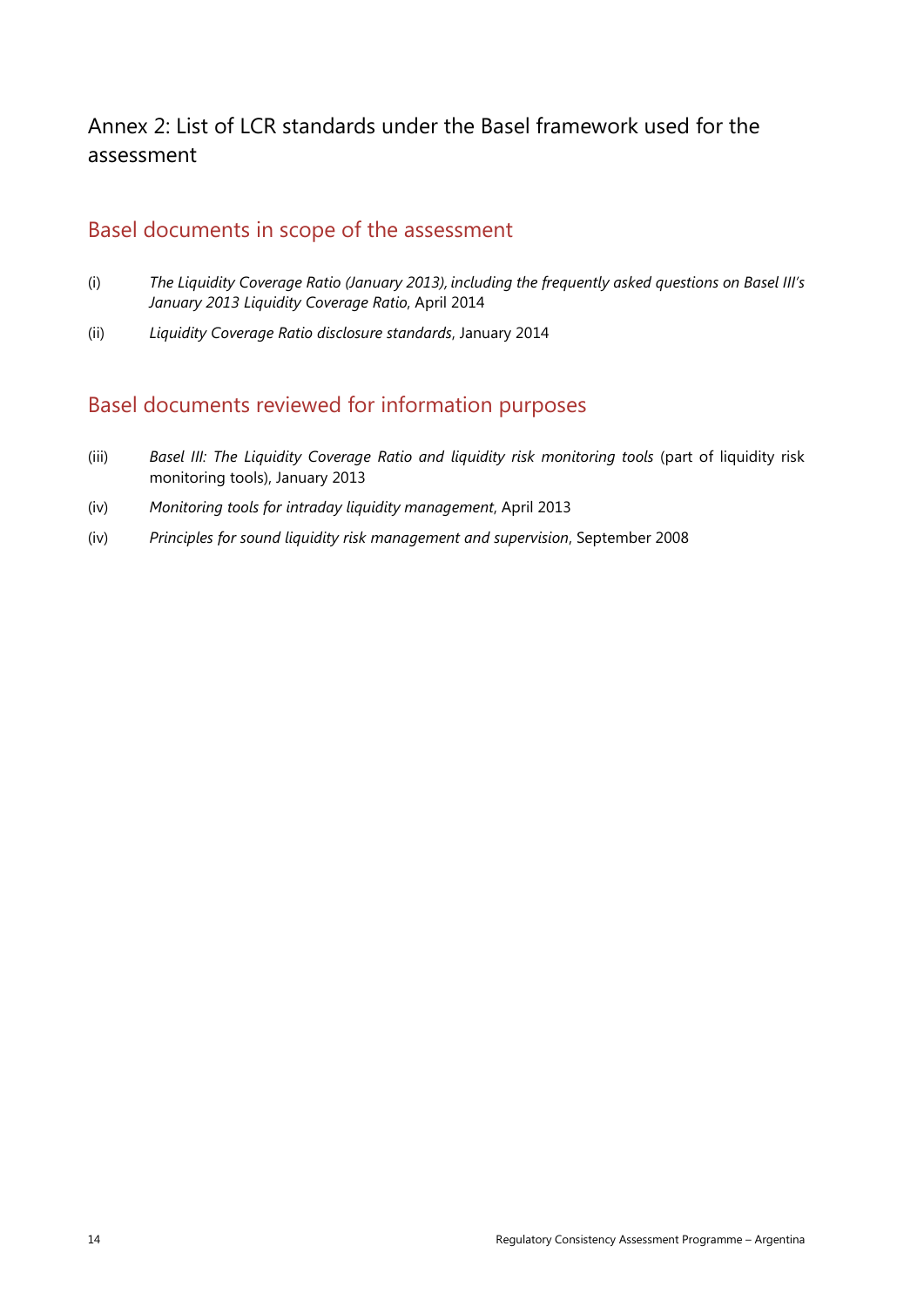# Annex 2: List of LCR standards under the Basel framework used for the assessment

## Basel documents in scope of the assessment

(i) *The Liquidity Coverage Ratio (January 2013), including the frequently asked questions on Basel III's January 2013 Liquidity Coverage Ratio*, April 2014

(ii) *Liquidity Coverage Ratio disclosure standards*, January 2014

## Basel documents reviewed for information purposes

(iii) *Basel III: The Liquidity Coverage Ratio and liquidity risk monitoring tools* (part of liquidity risk monitoring tools), January 2013

(iv) *Monitoring tools for intraday liquidity management*, April 2013

(iv) *Principles for sound liquidity risk management and supervision*, September 2008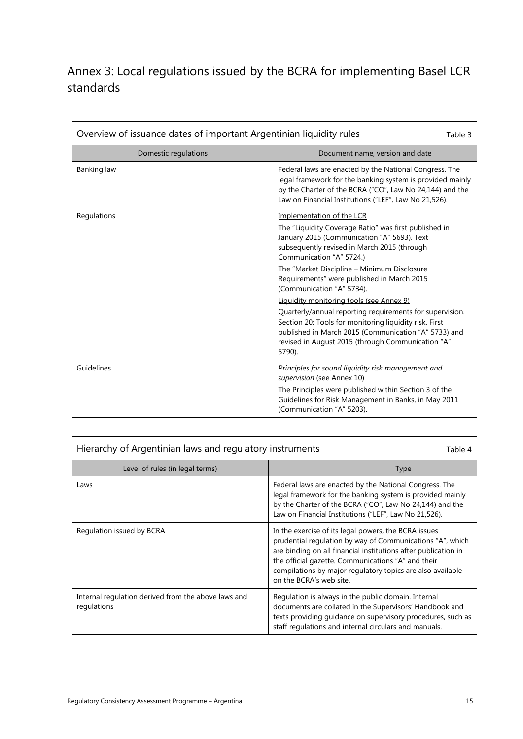# Annex 3: Local regulations issued by the BCRA for implementing Basel LCR standards

Overview of issuance dates of important Argentinian liquidity rules

Table 3

| Domestic regulations | Document name, version and date |
|---|---|
| Banking law | Federal laws are enacted by the National Congress. The legal framework for the banking system is provided mainly by the Charter of the BCRA ("CO", Law No 24,144) and the Law on Financial Institutions ("LEF", Law No 21,526). |
| Regulations | Implementation of the LCR<br>The "Liquidity Coverage Ratio" was first published in January 2015 (Communication "A" 5693). Text subsequently revised in March 2015 (through Communication "A" 5724.)<br>The "Market Discipline – Minimum Disclosure Requirements" were published in March 2015 (Communication "A" 5734).<br>Liquidity monitoring tools (see Annex 9)<br>Quarterly/annual reporting requirements for supervision. Section 20: Tools for monitoring liquidity risk. First published in March 2015 (Communication "A" 5733) and revised in August 2015 (through Communication "A" 5790). |
| Guidelines | *Principles for sound liquidity risk management and supervision* (see Annex 10)<br>The Principles were published within Section 3 of the Guidelines for Risk Management in Banks, in May 2011 (Communication "A" 5203). |

Hierarchy of Argentinian laws and regulatory instruments

Table 4

| Level of rules (in legal terms) | Type |
|---|---|
| Laws | Federal laws are enacted by the National Congress. The legal framework for the banking system is provided mainly by the Charter of the BCRA ("CO", Law No 24,144) and the Law on Financial Institutions ("LEF", Law No 21,526). |
| Regulation issued by BCRA | In the exercise of its legal powers, the BCRA issues prudential regulation by way of Communications "A", which are binding on all financial institutions after publication in the official gazette. Communications "A" and their compilations by major regulatory topics are also available on the BCRA's web site. |
| Internal regulation derived from the above laws and regulations | Regulation is always in the public domain. Internal documents are collated in the Supervisors' Handbook and texts providing guidance on supervisory procedures, such as staff regulations and internal circulars and manuals. |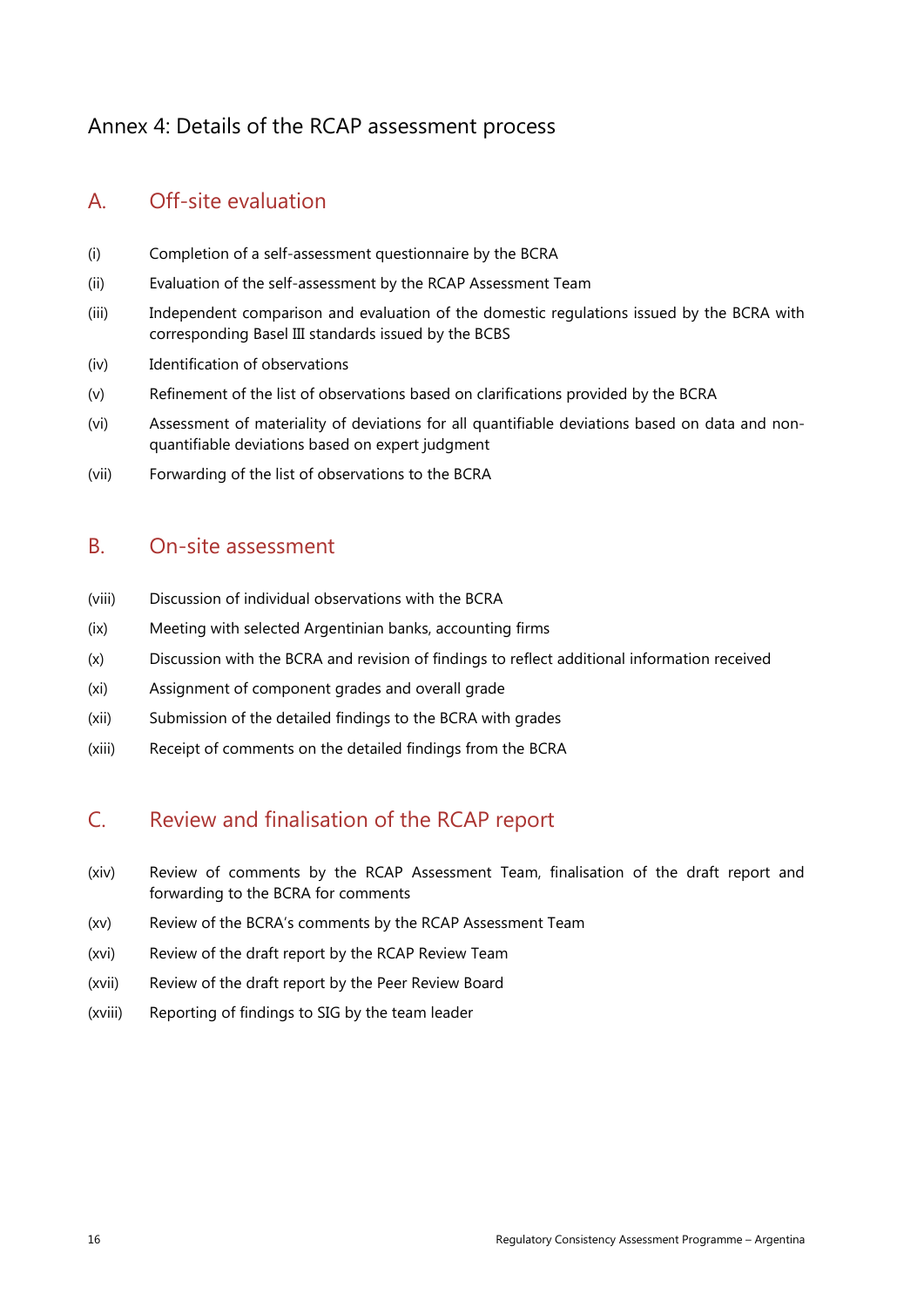# Annex 4: Details of the RCAP assessment process

## A. Off-site evaluation

(i) Completion of a self-assessment questionnaire by the BCRA

(ii) Evaluation of the self-assessment by the RCAP Assessment Team

(iii) Independent comparison and evaluation of the domestic regulations issued by the BCRA with corresponding Basel III standards issued by the BCBS

(iv) Identification of observations

(v) Refinement of the list of observations based on clarifications provided by the BCRA

(vi) Assessment of materiality of deviations for all quantifiable deviations based on data and non-quantifiable deviations based on expert judgment

(vii) Forwarding of the list of observations to the BCRA

## B. On-site assessment

(viii) Discussion of individual observations with the BCRA

(ix) Meeting with selected Argentinian banks, accounting firms

(x) Discussion with the BCRA and revision of findings to reflect additional information received

(xi) Assignment of component grades and overall grade

(xii) Submission of the detailed findings to the BCRA with grades

(xiii) Receipt of comments on the detailed findings from the BCRA

## C. Review and finalisation of the RCAP report

(xiv) Review of comments by the RCAP Assessment Team, finalisation of the draft report and forwarding to the BCRA for comments

(xv) Review of the BCRA's comments by the RCAP Assessment Team

(xvi) Review of the draft report by the RCAP Review Team

(xvii) Review of the draft report by the Peer Review Board

(xviii) Reporting of findings to SIG by the team leader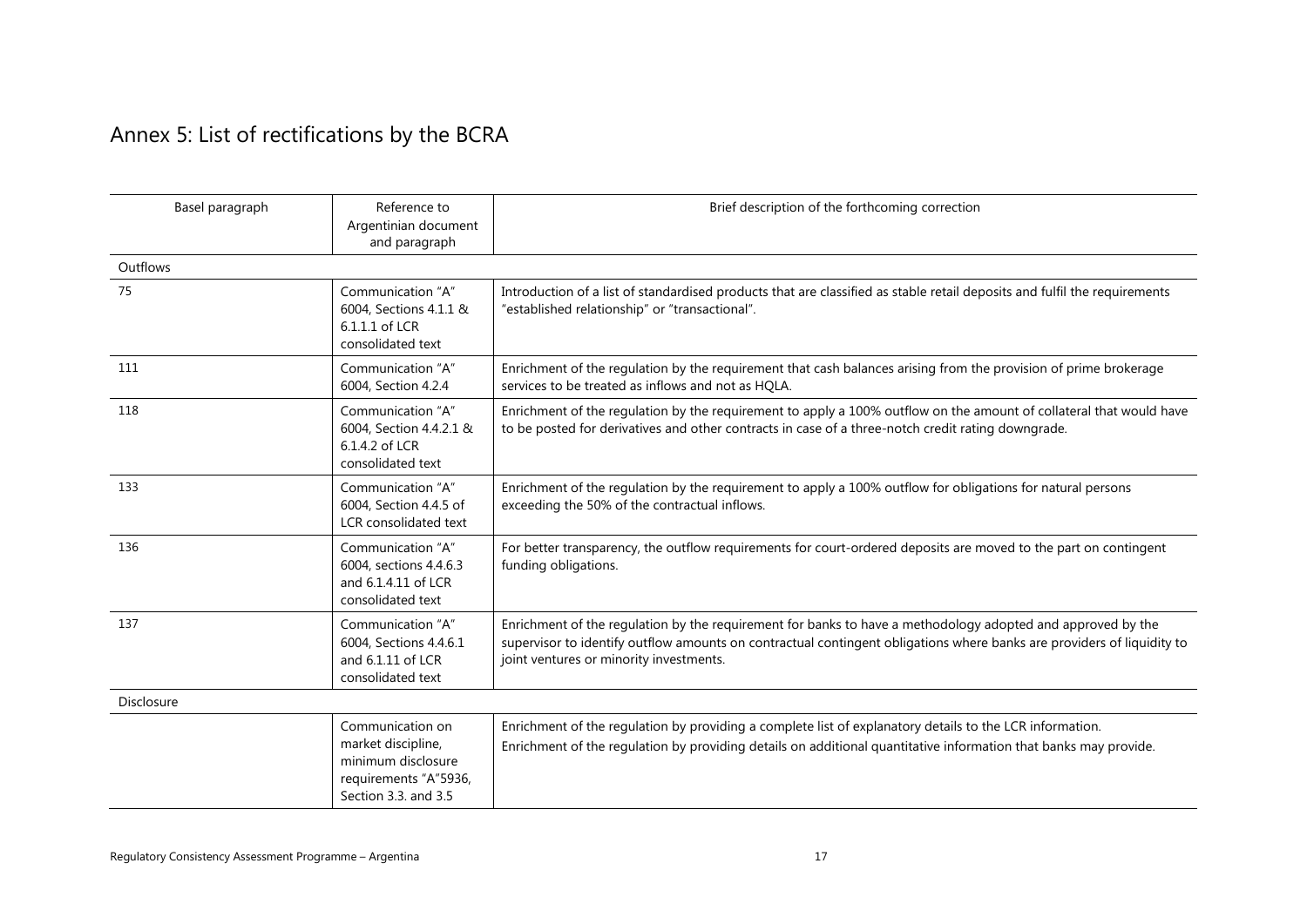## Annex 5: List of rectifications by the BCRA

| Basel paragraph | Reference to Argentinian document and paragraph | Brief description of the forthcoming correction |
|---|---|---|
| Outflows | | |
| 75 | Communication "A" 6004, Sections 4.1.1 & 6.1.1.1 of LCR consolidated text | Introduction of a list of standardised products that are classified as stable retail deposits and fulfil the requirements "established relationship" or "transactional". |
| 111 | Communication "A" 6004, Section 4.2.4 | Enrichment of the regulation by the requirement that cash balances arising from the provision of prime brokerage services to be treated as inflows and not as HQLA. |
| 118 | Communication "A" 6004, Section 4.4.2.1 & 6.1.4.2 of LCR consolidated text | Enrichment of the regulation by the requirement to apply a 100% outflow on the amount of collateral that would have to be posted for derivatives and other contracts in case of a three-notch credit rating downgrade. |
| 133 | Communication "A" 6004, Section 4.4.5 of LCR consolidated text | Enrichment of the regulation by the requirement to apply a 100% outflow for obligations for natural persons exceeding the 50% of the contractual inflows. |
| 136 | Communication "A" 6004, sections 4.4.6.3 and 6.1.4.11 of LCR consolidated text | For better transparency, the outflow requirements for court-ordered deposits are moved to the part on contingent funding obligations. |
| 137 | Communication "A" 6004, Sections 4.4.6.1 and 6.1.11 of LCR consolidated text | Enrichment of the regulation by the requirement for banks to have a methodology adopted and approved by the supervisor to identify outflow amounts on contractual contingent obligations where banks are providers of liquidity to joint ventures or minority investments. |
| Disclosure | | |
| | Communication on market discipline, minimum disclosure requirements "A"5936, Section 3.3. and 3.5 | Enrichment of the regulation by providing a complete list of explanatory details to the LCR information.<br>Enrichment of the regulation by providing details on additional quantitative information that banks may provide. |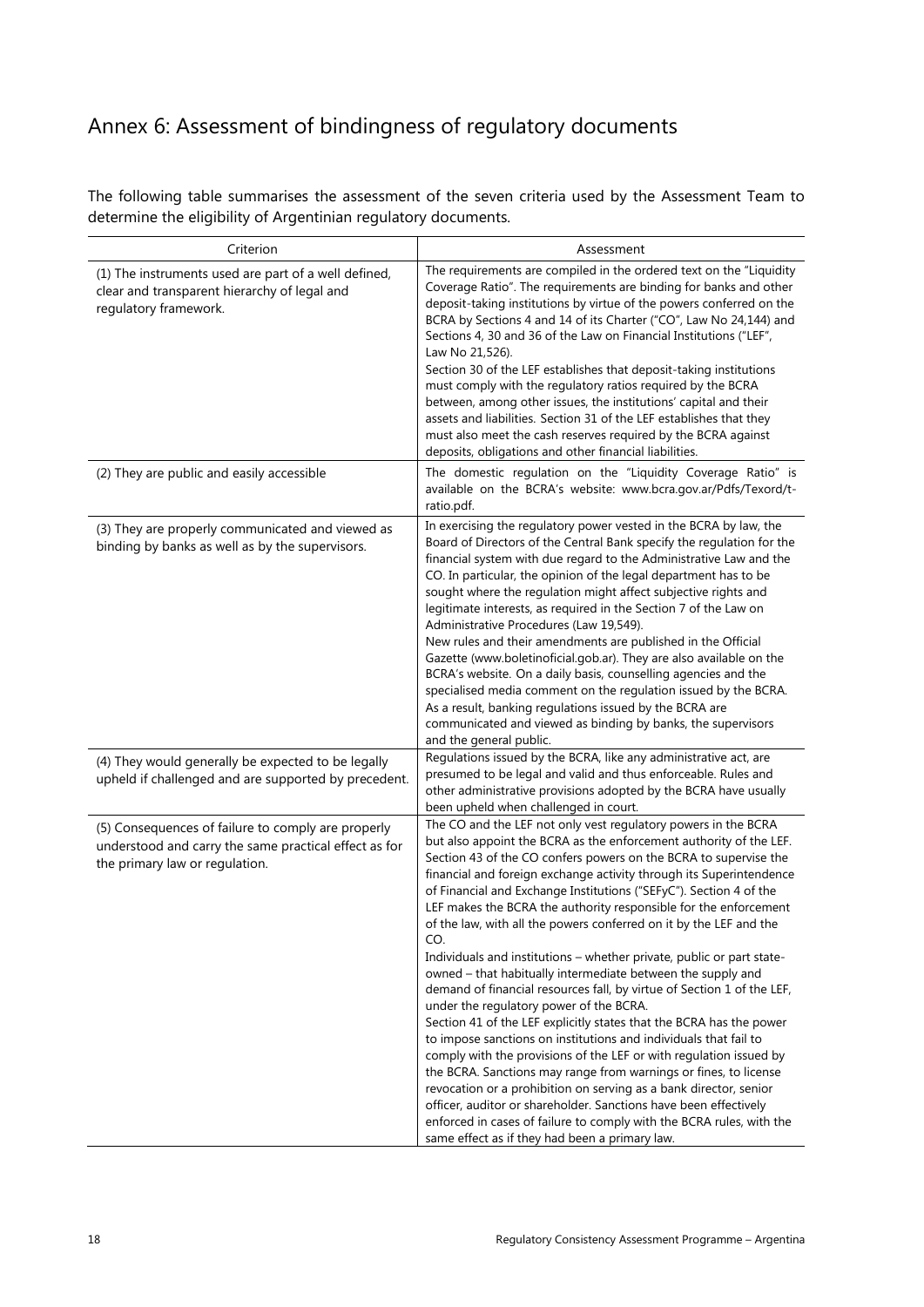# Annex 6: Assessment of bindingness of regulatory documents

The following table summarises the assessment of the seven criteria used by the Assessment Team to determine the eligibility of Argentinian regulatory documents.

| Criterion | Assessment |
|---|---|
| (1) The instruments used are part of a well defined, clear and transparent hierarchy of legal and regulatory framework. | The requirements are compiled in the ordered text on the "Liquidity Coverage Ratio". The requirements are binding for banks and other deposit-taking institutions by virtue of the powers conferred on the BCRA by Sections 4 and 14 of its Charter ("CO", Law No 24,144) and Sections 4, 30 and 36 of the Law on Financial Institutions ("LEF", Law No 21,526).<br>Section 30 of the LEF establishes that deposit-taking institutions must comply with the regulatory ratios required by the BCRA between, among other issues, the institutions' capital and their assets and liabilities. Section 31 of the LEF establishes that they must also meet the cash reserves required by the BCRA against deposits, obligations and other financial liabilities. |
| (2) They are public and easily accessible | The domestic regulation on the "Liquidity Coverage Ratio" is available on the BCRA's website: www.bcra.gov.ar/Pdfs/Texord/t-ratio.pdf. |
| (3) They are properly communicated and viewed as binding by banks as well as by the supervisors. | In exercising the regulatory power vested in the BCRA by law, the Board of Directors of the Central Bank specify the regulation for the financial system with due regard to the Administrative Law and the CO. In particular, the opinion of the legal department has to be sought where the regulation might affect subjective rights and legitimate interests, as required in the Section 7 of the Law on Administrative Procedures (Law 19,549).<br>New rules and their amendments are published in the Official Gazette (www.boletinoficial.gob.ar). They are also available on the BCRA's website. On a daily basis, counselling agencies and the specialised media comment on the regulation issued by the BCRA. As a result, banking regulations issued by the BCRA are communicated and viewed as binding by banks, the supervisors and the general public. |
| (4) They would generally be expected to be legally upheld if challenged and are supported by precedent. | Regulations issued by the BCRA, like any administrative act, are presumed to be legal and valid and thus enforceable. Rules and other administrative provisions adopted by the BCRA have usually been upheld when challenged in court. |
| (5) Consequences of failure to comply are properly understood and carry the same practical effect as for the primary law or regulation. | The CO and the LEF not only vest regulatory powers in the BCRA but also appoint the BCRA as the enforcement authority of the LEF. Section 43 of the CO confers powers on the BCRA to supervise the financial and foreign exchange activity through its Superintendence of Financial and Exchange Institutions ("SEFyC"). Section 4 of the LEF makes the BCRA the authority responsible for the enforcement of the law, with all the powers conferred on it by the LEF and the CO.<br>Individuals and institutions – whether private, public or part state-owned – that habitually intermediate between the supply and demand of financial resources fall, by virtue of Section 1 of the LEF, under the regulatory power of the BCRA.<br>Section 41 of the LEF explicitly states that the BCRA has the power to impose sanctions on institutions and individuals that fail to comply with the provisions of the LEF or with regulation issued by the BCRA. Sanctions may range from warnings or fines, to license revocation or a prohibition on serving as a bank director, senior officer, auditor or shareholder. Sanctions have been effectively enforced in cases of failure to comply with the BCRA rules, with the same effect as if they had been a primary law. |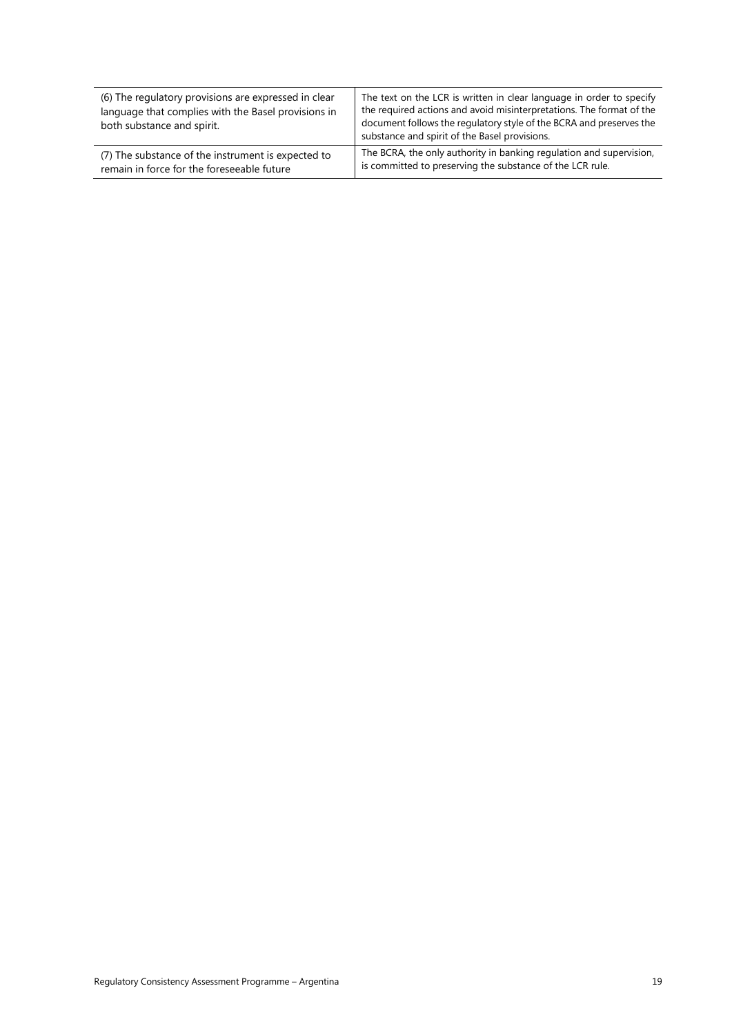| | |
|---|---|
| (6) The regulatory provisions are expressed in clear language that complies with the Basel provisions in both substance and spirit. | The text on the LCR is written in clear language in order to specify the required actions and avoid misinterpretations. The format of the document follows the regulatory style of the BCRA and preserves the substance and spirit of the Basel provisions. |
| (7) The substance of the instrument is expected to remain in force for the foreseeable future | The BCRA, the only authority in banking regulation and supervision, is committed to preserving the substance of the LCR rule. |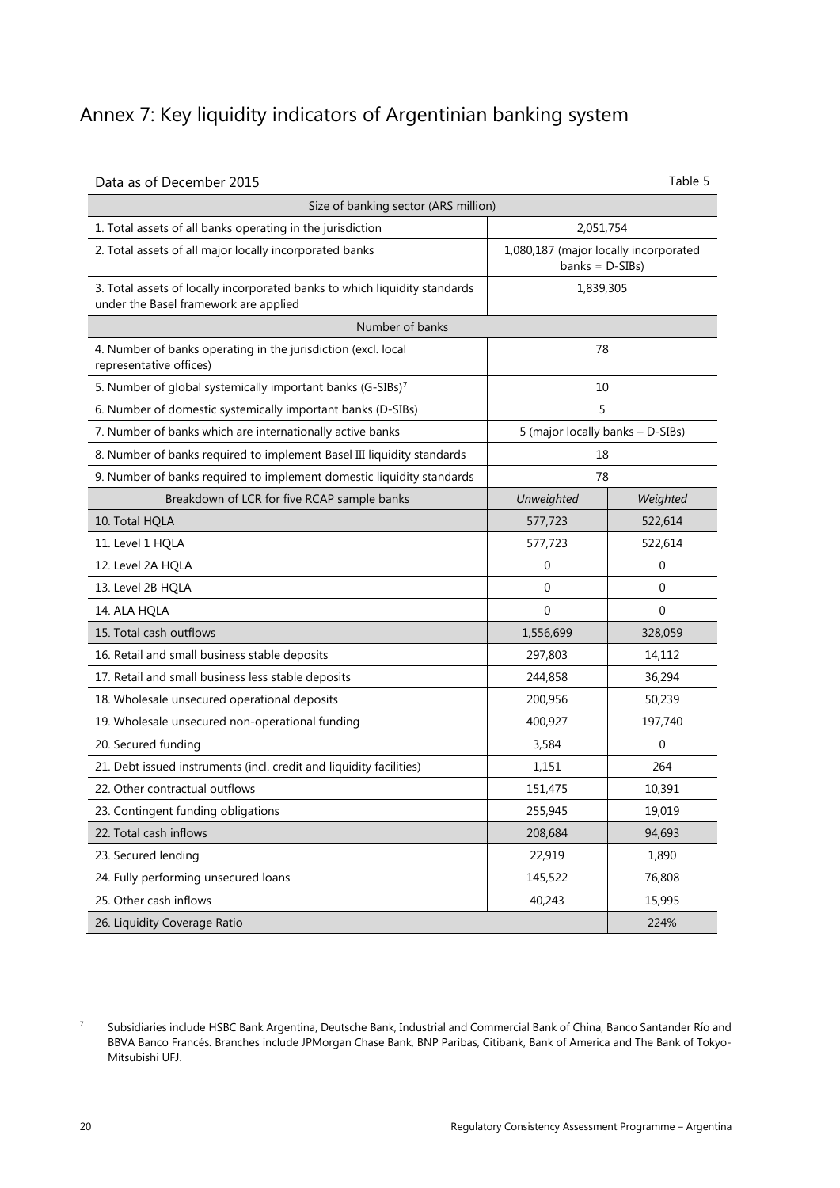# Annex 7: Key liquidity indicators of Argentinian banking system

| Data as of December 2015 | | Table 5 |
|---|---|---|
| **Size of banking sector (ARS million)** | | |
| 1. Total assets of all banks operating in the jurisdiction | 2,051,754 | |
| 2. Total assets of all major locally incorporated banks | 1,080,187 (major locally incorporated banks = D-SIBs) | |
| 3. Total assets of locally incorporated banks to which liquidity standards under the Basel framework are applied | 1,839,305 | |
| **Number of banks** | | |
| 4. Number of banks operating in the jurisdiction (excl. local representative offices) | 78 | |
| 5. Number of global systemically important banks (G-SIBs)[7] | 10 | |
| 6. Number of domestic systemically important banks (D-SIBs) | 5 | |
| 7. Number of banks which are internationally active banks | 5 (major locally banks – D-SIBs) | |
| 8. Number of banks required to implement Basel III liquidity standards | 18 | |
| 9. Number of banks required to implement domestic liquidity standards | 78 | |
| **Breakdown of LCR for five RCAP sample banks** | *Unweighted* | *Weighted* |
| 10. Total HQLA | 577,723 | 522,614 |
| 11. Level 1 HQLA | 577,723 | 522,614 |
| 12. Level 2A HQLA | 0 | 0 |
| 13. Level 2B HQLA | 0 | 0 |
| 14. ALA HQLA | 0 | 0 |
| 15. Total cash outflows | 1,556,699 | 328,059 |
| 16. Retail and small business stable deposits | 297,803 | 14,112 |
| 17. Retail and small business less stable deposits | 244,858 | 36,294 |
| 18. Wholesale unsecured operational deposits | 200,956 | 50,239 |
| 19. Wholesale unsecured non-operational funding | 400,927 | 197,740 |
| 20. Secured funding | 3,584 | 0 |
| 21. Debt issued instruments (incl. credit and liquidity facilities) | 1,151 | 264 |
| 22. Other contractual outflows | 151,475 | 10,391 |
| 23. Contingent funding obligations | 255,945 | 19,019 |
| 22. Total cash inflows | 208,684 | 94,693 |
| 23. Secured lending | 22,919 | 1,890 |
| 24. Fully performing unsecured loans | 145,522 | 76,808 |
| 25. Other cash inflows | 40,243 | 15,995 |
| 26. Liquidity Coverage Ratio | | 224% |

[7] Subsidiaries include HSBC Bank Argentina, Deutsche Bank, Industrial and Commercial Bank of China, Banco Santander Río and BBVA Banco Francés. Branches include JPMorgan Chase Bank, BNP Paribas, Citibank, Bank of America and The Bank of Tokyo-Mitsubishi UFJ.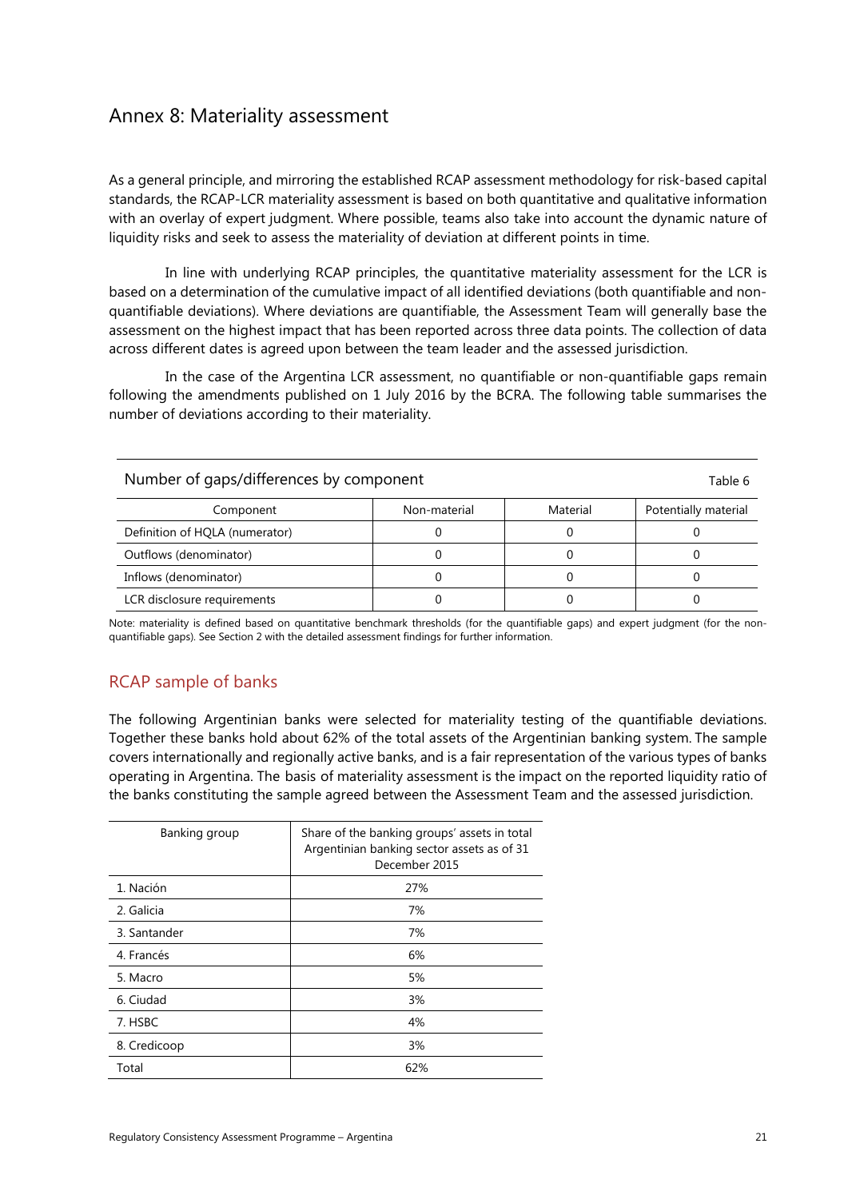# Annex 8: Materiality assessment

As a general principle, and mirroring the established RCAP assessment methodology for risk-based capital standards, the RCAP-LCR materiality assessment is based on both quantitative and qualitative information with an overlay of expert judgment. Where possible, teams also take into account the dynamic nature of liquidity risks and seek to assess the materiality of deviation at different points in time.

In line with underlying RCAP principles, the quantitative materiality assessment for the LCR is based on a determination of the cumulative impact of all identified deviations (both quantifiable and non-quantifiable deviations). Where deviations are quantifiable, the Assessment Team will generally base the assessment on the highest impact that has been reported across three data points. The collection of data across different dates is agreed upon between the team leader and the assessed jurisdiction.

In the case of the Argentina LCR assessment, no quantifiable or non-quantifiable gaps remain following the amendments published on 1 July 2016 by the BCRA. The following table summarises the number of deviations according to their materiality.

Number of gaps/differences by component — Table 6

| Component | Non-material | Material | Potentially material |
|---|---|---|---|
| Definition of HQLA (numerator) | 0 | 0 | 0 |
| Outflows (denominator) | 0 | 0 | 0 |
| Inflows (denominator) | 0 | 0 | 0 |
| LCR disclosure requirements | 0 | 0 | 0 |

Note: materiality is defined based on quantitative benchmark thresholds (for the quantifiable gaps) and expert judgment (for the non-quantifiable gaps). See Section 2 with the detailed assessment findings for further information.

## RCAP sample of banks

The following Argentinian banks were selected for materiality testing of the quantifiable deviations. Together these banks hold about 62% of the total assets of the Argentinian banking system. The sample covers internationally and regionally active banks, and is a fair representation of the various types of banks operating in Argentina. The basis of materiality assessment is the impact on the reported liquidity ratio of the banks constituting the sample agreed between the Assessment Team and the assessed jurisdiction.

| Banking group | Share of the banking groups' assets in total Argentinian banking sector assets as of 31 December 2015 |
|---|---|
| 1. Nación | 27% |
| 2. Galicia | 7% |
| 3. Santander | 7% |
| 4. Francés | 6% |
| 5. Macro | 5% |
| 6. Ciudad | 3% |
| 7. HSBC | 4% |
| 8. Credicoop | 3% |
| Total | 62% |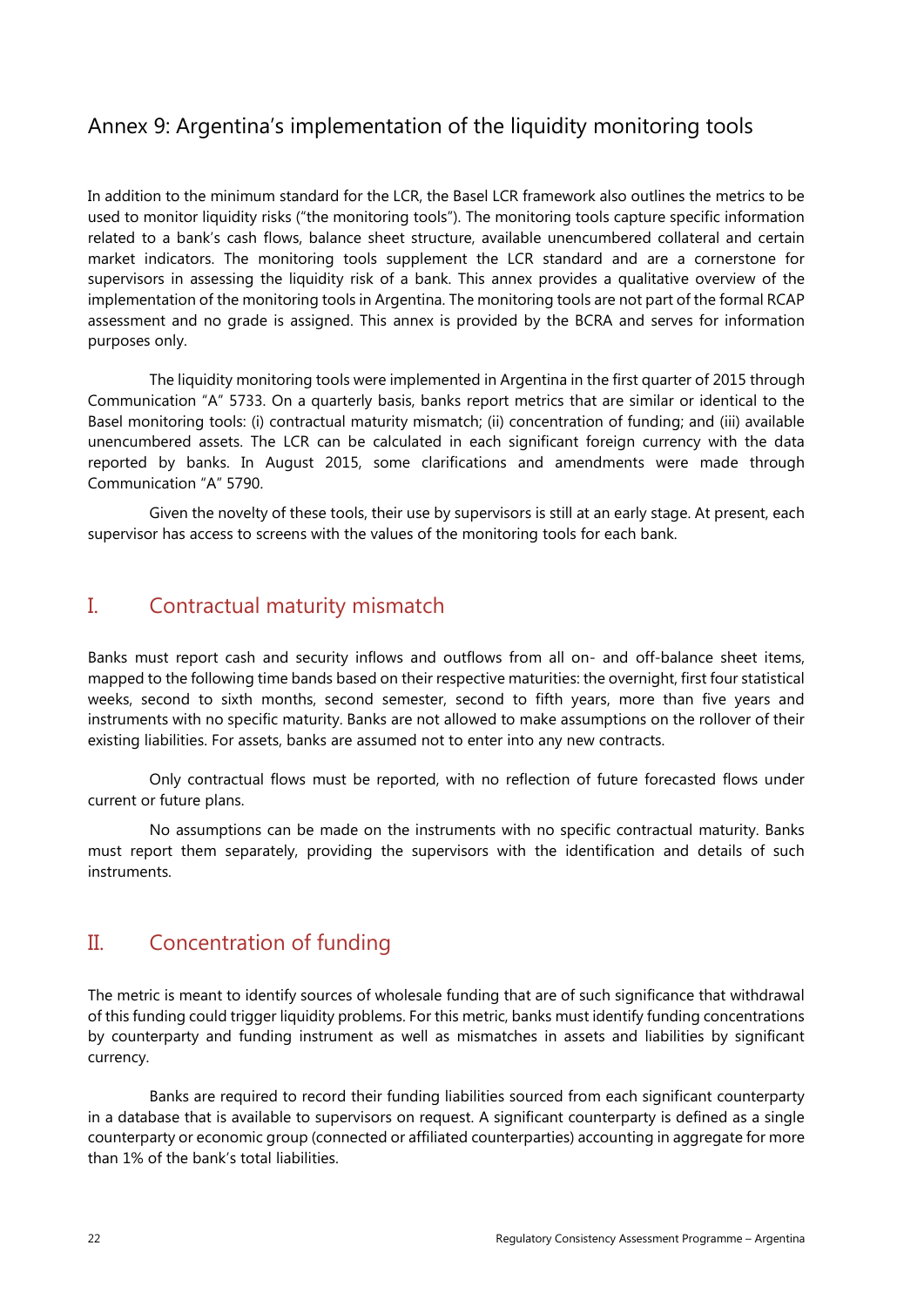## Annex 9: Argentina's implementation of the liquidity monitoring tools

In addition to the minimum standard for the LCR, the Basel LCR framework also outlines the metrics to be used to monitor liquidity risks ("the monitoring tools"). The monitoring tools capture specific information related to a bank's cash flows, balance sheet structure, available unencumbered collateral and certain market indicators. The monitoring tools supplement the LCR standard and are a cornerstone for supervisors in assessing the liquidity risk of a bank. This annex provides a qualitative overview of the implementation of the monitoring tools in Argentina. The monitoring tools are not part of the formal RCAP assessment and no grade is assigned. This annex is provided by the BCRA and serves for information purposes only.

The liquidity monitoring tools were implemented in Argentina in the first quarter of 2015 through Communication "A" 5733. On a quarterly basis, banks report metrics that are similar or identical to the Basel monitoring tools: (i) contractual maturity mismatch; (ii) concentration of funding; and (iii) available unencumbered assets. The LCR can be calculated in each significant foreign currency with the data reported by banks. In August 2015, some clarifications and amendments were made through Communication "A" 5790.

Given the novelty of these tools, their use by supervisors is still at an early stage. At present, each supervisor has access to screens with the values of the monitoring tools for each bank.

## I. Contractual maturity mismatch

Banks must report cash and security inflows and outflows from all on- and off-balance sheet items, mapped to the following time bands based on their respective maturities: the overnight, first four statistical weeks, second to sixth months, second semester, second to fifth years, more than five years and instruments with no specific maturity. Banks are not allowed to make assumptions on the rollover of their existing liabilities. For assets, banks are assumed not to enter into any new contracts.

Only contractual flows must be reported, with no reflection of future forecasted flows under current or future plans.

No assumptions can be made on the instruments with no specific contractual maturity. Banks must report them separately, providing the supervisors with the identification and details of such instruments.

## II. Concentration of funding

The metric is meant to identify sources of wholesale funding that are of such significance that withdrawal of this funding could trigger liquidity problems. For this metric, banks must identify funding concentrations by counterparty and funding instrument as well as mismatches in assets and liabilities by significant currency.

Banks are required to record their funding liabilities sourced from each significant counterparty in a database that is available to supervisors on request. A significant counterparty is defined as a single counterparty or economic group (connected or affiliated counterparties) accounting in aggregate for more than 1% of the bank's total liabilities.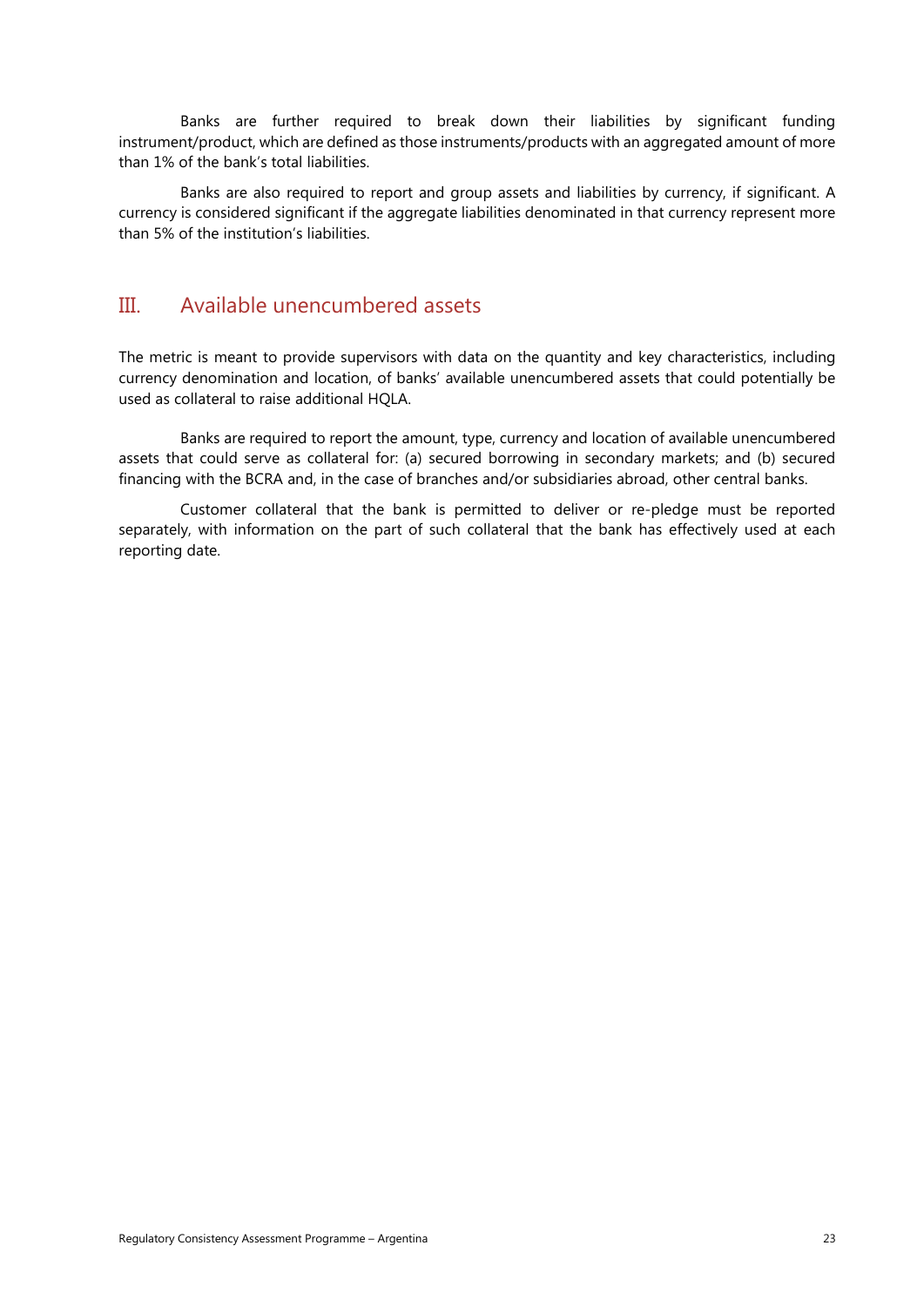Banks are further required to break down their liabilities by significant funding instrument/product, which are defined as those instruments/products with an aggregated amount of more than 1% of the bank's total liabilities.

Banks are also required to report and group assets and liabilities by currency, if significant. A currency is considered significant if the aggregate liabilities denominated in that currency represent more than 5% of the institution's liabilities.

## III. Available unencumbered assets

The metric is meant to provide supervisors with data on the quantity and key characteristics, including currency denomination and location, of banks' available unencumbered assets that could potentially be used as collateral to raise additional HQLA.

Banks are required to report the amount, type, currency and location of available unencumbered assets that could serve as collateral for: (a) secured borrowing in secondary markets; and (b) secured financing with the BCRA and, in the case of branches and/or subsidiaries abroad, other central banks.

Customer collateral that the bank is permitted to deliver or re-pledge must be reported separately, with information on the part of such collateral that the bank has effectively used at each reporting date.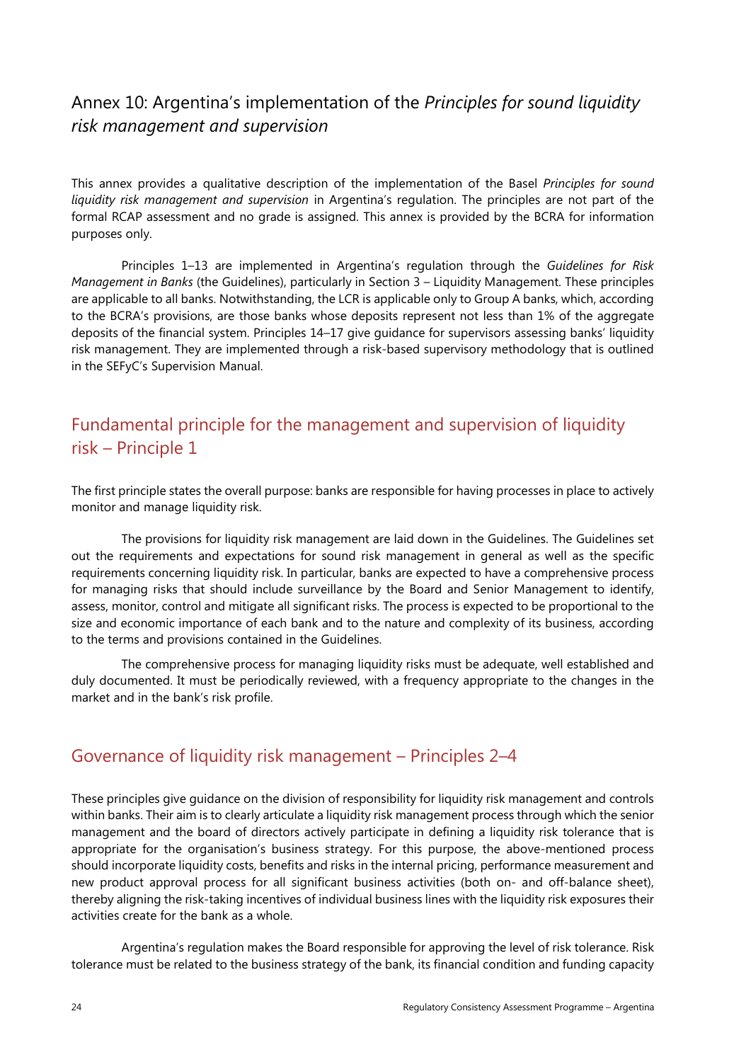## Annex 10: Argentina's implementation of the *Principles for sound liquidity risk management and supervision*

This annex provides a qualitative description of the implementation of the Basel *Principles for sound liquidity risk management and supervision* in Argentina's regulation. The principles are not part of the formal RCAP assessment and no grade is assigned. This annex is provided by the BCRA for information purposes only.

Principles 1–13 are implemented in Argentina's regulation through the *Guidelines for Risk Management in Banks* (the Guidelines), particularly in Section 3 – Liquidity Management. These principles are applicable to all banks. Notwithstanding, the LCR is applicable only to Group A banks, which, according to the BCRA's provisions, are those banks whose deposits represent not less than 1% of the aggregate deposits of the financial system. Principles 14–17 give guidance for supervisors assessing banks' liquidity risk management. They are implemented through a risk-based supervisory methodology that is outlined in the SEFyC's Supervision Manual.

### Fundamental principle for the management and supervision of liquidity risk – Principle 1

The first principle states the overall purpose: banks are responsible for having processes in place to actively monitor and manage liquidity risk.

The provisions for liquidity risk management are laid down in the Guidelines. The Guidelines set out the requirements and expectations for sound risk management in general as well as the specific requirements concerning liquidity risk. In particular, banks are expected to have a comprehensive process for managing risks that should include surveillance by the Board and Senior Management to identify, assess, monitor, control and mitigate all significant risks. The process is expected to be proportional to the size and economic importance of each bank and to the nature and complexity of its business, according to the terms and provisions contained in the Guidelines.

The comprehensive process for managing liquidity risks must be adequate, well established and duly documented. It must be periodically reviewed, with a frequency appropriate to the changes in the market and in the bank's risk profile.

### Governance of liquidity risk management – Principles 2–4

These principles give guidance on the division of responsibility for liquidity risk management and controls within banks. Their aim is to clearly articulate a liquidity risk management process through which the senior management and the board of directors actively participate in defining a liquidity risk tolerance that is appropriate for the organisation's business strategy. For this purpose, the above-mentioned process should incorporate liquidity costs, benefits and risks in the internal pricing, performance measurement and new product approval process for all significant business activities (both on- and off-balance sheet), thereby aligning the risk-taking incentives of individual business lines with the liquidity risk exposures their activities create for the bank as a whole.

Argentina's regulation makes the Board responsible for approving the level of risk tolerance. Risk tolerance must be related to the business strategy of the bank, its financial condition and funding capacity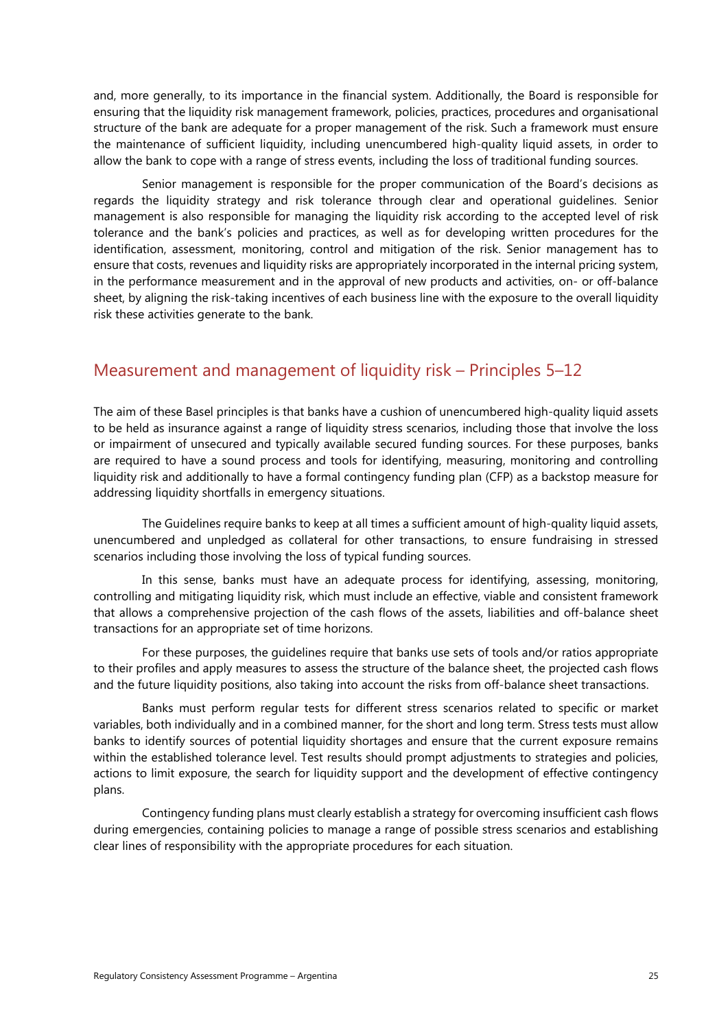and, more generally, to its importance in the financial system. Additionally, the Board is responsible for ensuring that the liquidity risk management framework, policies, practices, procedures and organisational structure of the bank are adequate for a proper management of the risk. Such a framework must ensure the maintenance of sufficient liquidity, including unencumbered high-quality liquid assets, in order to allow the bank to cope with a range of stress events, including the loss of traditional funding sources.

Senior management is responsible for the proper communication of the Board's decisions as regards the liquidity strategy and risk tolerance through clear and operational guidelines. Senior management is also responsible for managing the liquidity risk according to the accepted level of risk tolerance and the bank's policies and practices, as well as for developing written procedures for the identification, assessment, monitoring, control and mitigation of the risk. Senior management has to ensure that costs, revenues and liquidity risks are appropriately incorporated in the internal pricing system, in the performance measurement and in the approval of new products and activities, on- or off-balance sheet, by aligning the risk-taking incentives of each business line with the exposure to the overall liquidity risk these activities generate to the bank.

## Measurement and management of liquidity risk – Principles 5–12

The aim of these Basel principles is that banks have a cushion of unencumbered high-quality liquid assets to be held as insurance against a range of liquidity stress scenarios, including those that involve the loss or impairment of unsecured and typically available secured funding sources. For these purposes, banks are required to have a sound process and tools for identifying, measuring, monitoring and controlling liquidity risk and additionally to have a formal contingency funding plan (CFP) as a backstop measure for addressing liquidity shortfalls in emergency situations.

The Guidelines require banks to keep at all times a sufficient amount of high-quality liquid assets, unencumbered and unpledged as collateral for other transactions, to ensure fundraising in stressed scenarios including those involving the loss of typical funding sources.

In this sense, banks must have an adequate process for identifying, assessing, monitoring, controlling and mitigating liquidity risk, which must include an effective, viable and consistent framework that allows a comprehensive projection of the cash flows of the assets, liabilities and off-balance sheet transactions for an appropriate set of time horizons.

For these purposes, the guidelines require that banks use sets of tools and/or ratios appropriate to their profiles and apply measures to assess the structure of the balance sheet, the projected cash flows and the future liquidity positions, also taking into account the risks from off-balance sheet transactions.

Banks must perform regular tests for different stress scenarios related to specific or market variables, both individually and in a combined manner, for the short and long term. Stress tests must allow banks to identify sources of potential liquidity shortages and ensure that the current exposure remains within the established tolerance level. Test results should prompt adjustments to strategies and policies, actions to limit exposure, the search for liquidity support and the development of effective contingency plans.

Contingency funding plans must clearly establish a strategy for overcoming insufficient cash flows during emergencies, containing policies to manage a range of possible stress scenarios and establishing clear lines of responsibility with the appropriate procedures for each situation.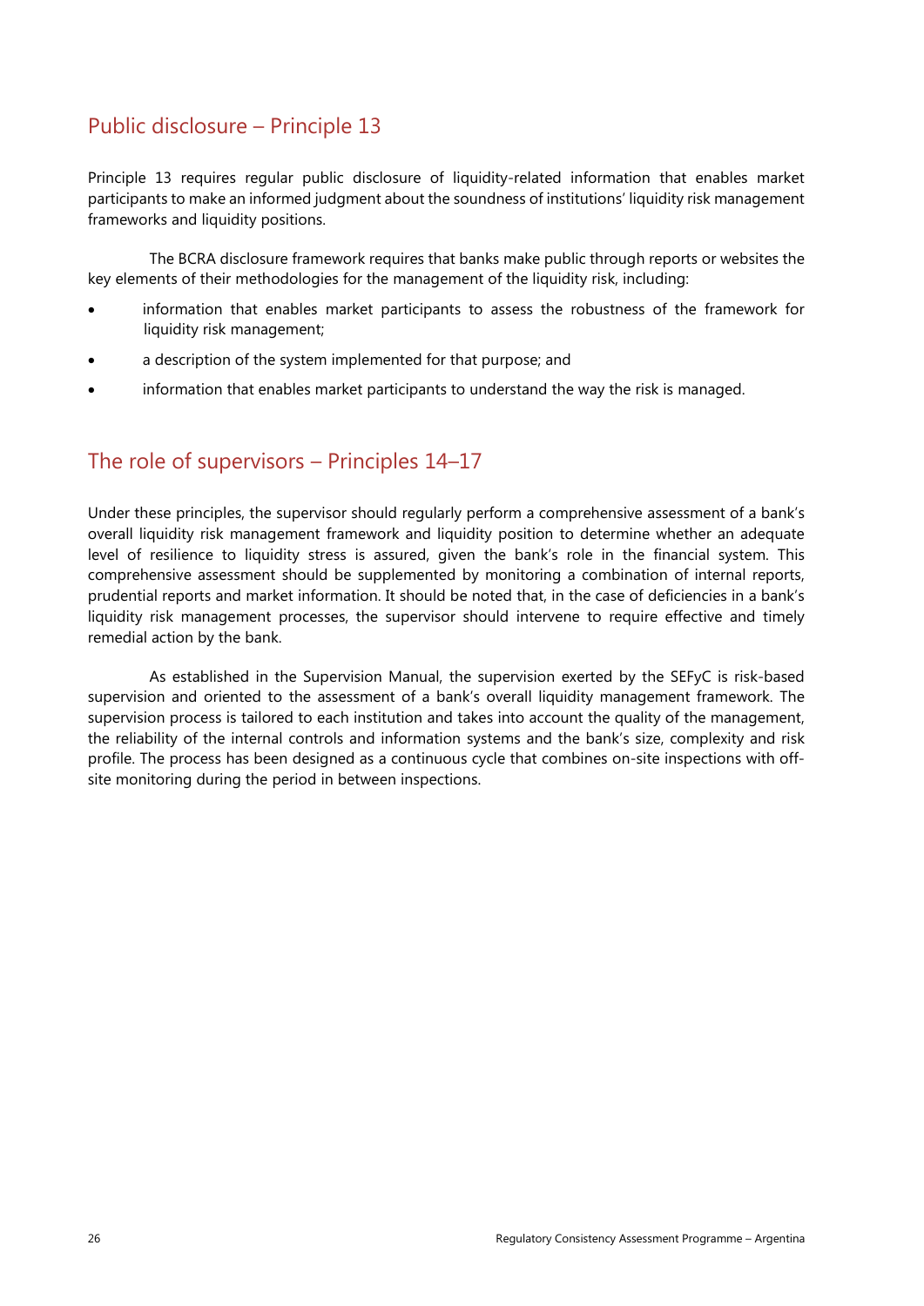## Public disclosure – Principle 13

Principle 13 requires regular public disclosure of liquidity-related information that enables market participants to make an informed judgment about the soundness of institutions' liquidity risk management frameworks and liquidity positions.

The BCRA disclosure framework requires that banks make public through reports or websites the key elements of their methodologies for the management of the liquidity risk, including:

- information that enables market participants to assess the robustness of the framework for liquidity risk management;
- a description of the system implemented for that purpose; and
- information that enables market participants to understand the way the risk is managed.

## The role of supervisors – Principles 14–17

Under these principles, the supervisor should regularly perform a comprehensive assessment of a bank's overall liquidity risk management framework and liquidity position to determine whether an adequate level of resilience to liquidity stress is assured, given the bank's role in the financial system. This comprehensive assessment should be supplemented by monitoring a combination of internal reports, prudential reports and market information. It should be noted that, in the case of deficiencies in a bank's liquidity risk management processes, the supervisor should intervene to require effective and timely remedial action by the bank.

As established in the Supervision Manual, the supervision exerted by the SEFyC is risk-based supervision and oriented to the assessment of a bank's overall liquidity management framework. The supervision process is tailored to each institution and takes into account the quality of the management, the reliability of the internal controls and information systems and the bank's size, complexity and risk profile. The process has been designed as a continuous cycle that combines on-site inspections with off-site monitoring during the period in between inspections.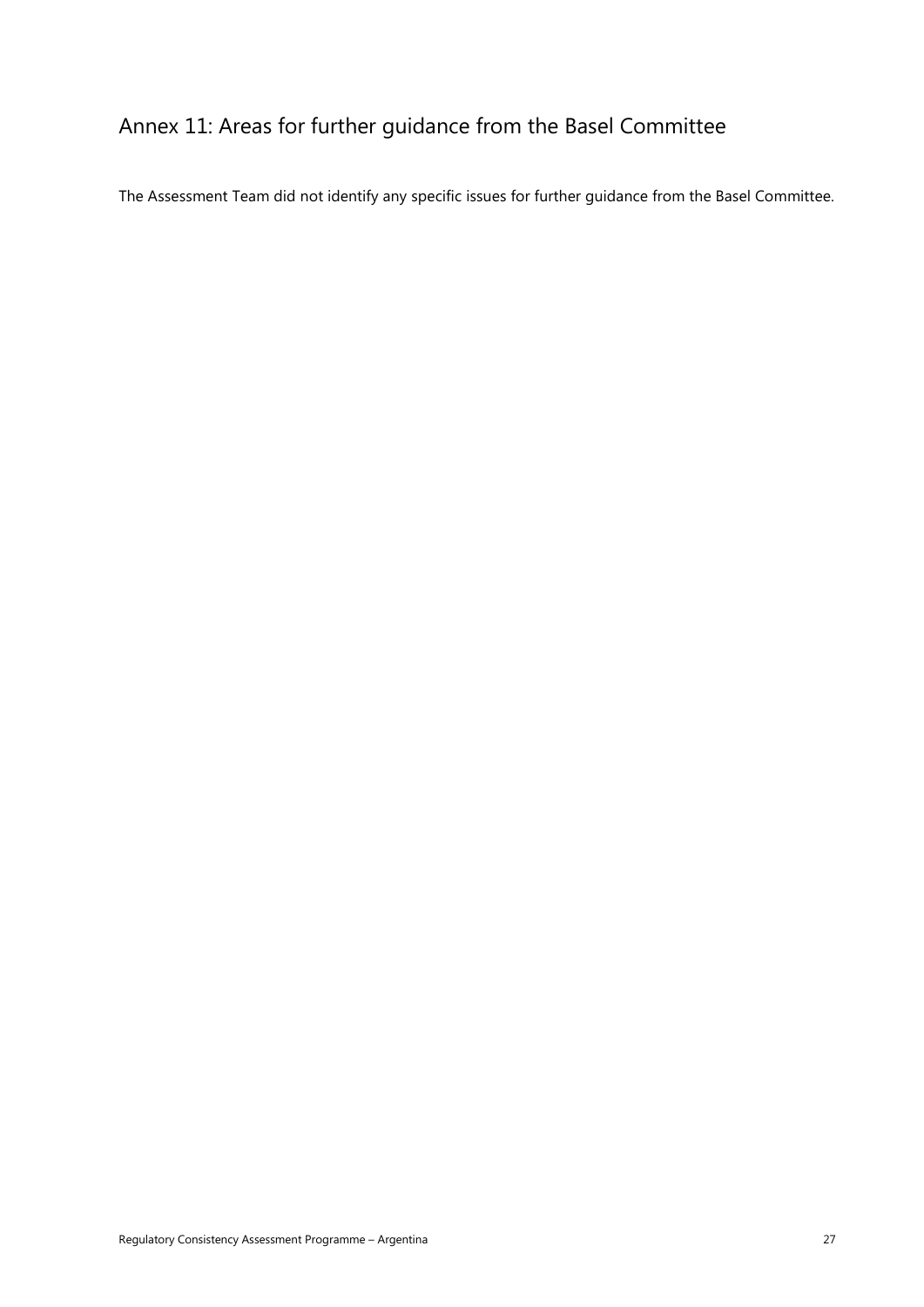# Annex 11: Areas for further guidance from the Basel Committee

The Assessment Team did not identify any specific issues for further guidance from the Basel Committee.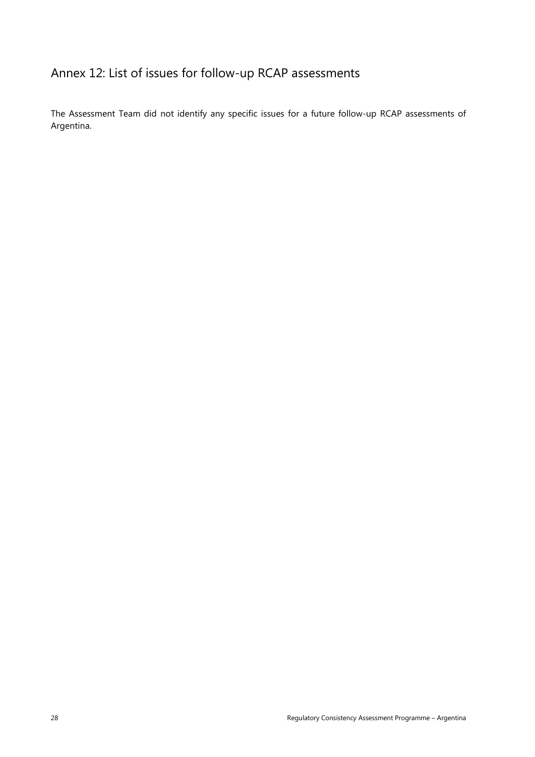# Annex 12: List of issues for follow-up RCAP assessments

The Assessment Team did not identify any specific issues for a future follow-up RCAP assessments of Argentina.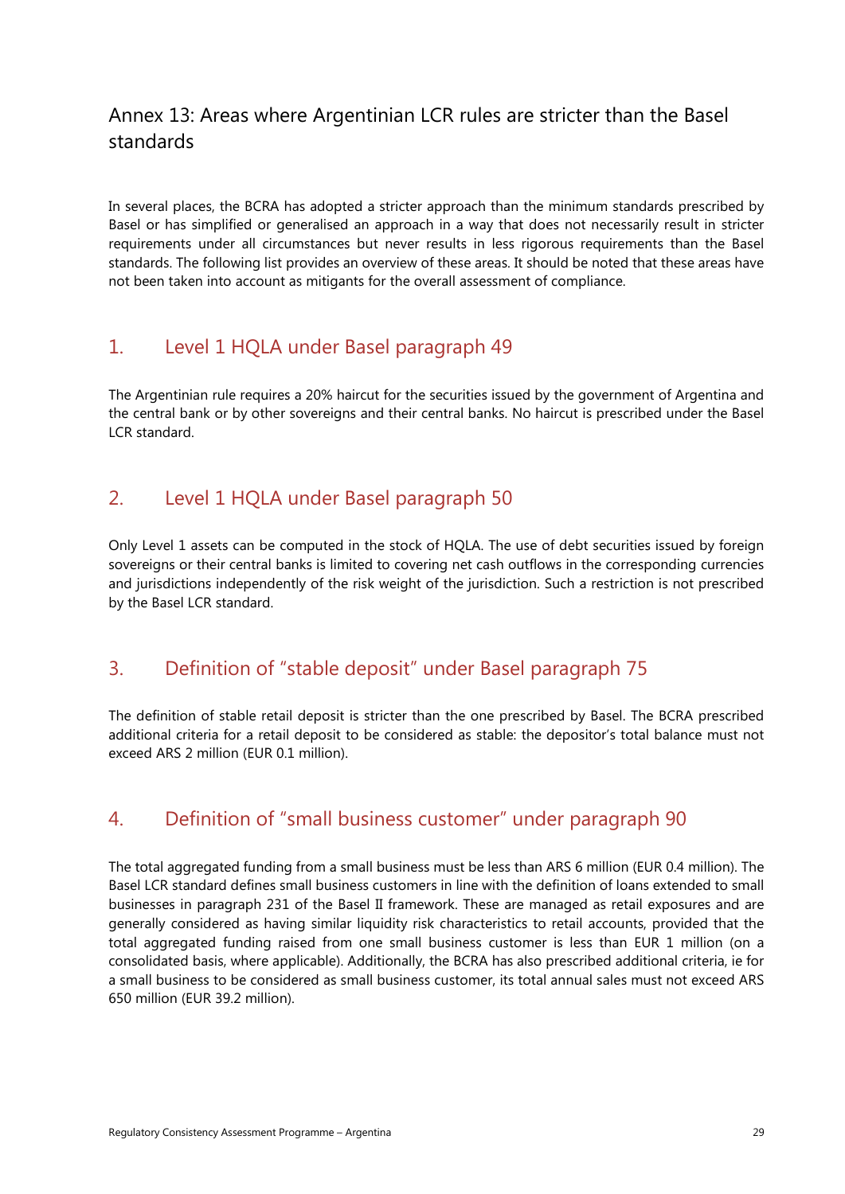# Annex 13: Areas where Argentinian LCR rules are stricter than the Basel standards

In several places, the BCRA has adopted a stricter approach than the minimum standards prescribed by Basel or has simplified or generalised an approach in a way that does not necessarily result in stricter requirements under all circumstances but never results in less rigorous requirements than the Basel standards. The following list provides an overview of these areas. It should be noted that these areas have not been taken into account as mitigants for the overall assessment of compliance.

## 1. Level 1 HQLA under Basel paragraph 49

The Argentinian rule requires a 20% haircut for the securities issued by the government of Argentina and the central bank or by other sovereigns and their central banks. No haircut is prescribed under the Basel LCR standard.

## 2. Level 1 HQLA under Basel paragraph 50

Only Level 1 assets can be computed in the stock of HQLA. The use of debt securities issued by foreign sovereigns or their central banks is limited to covering net cash outflows in the corresponding currencies and jurisdictions independently of the risk weight of the jurisdiction. Such a restriction is not prescribed by the Basel LCR standard.

## 3. Definition of "stable deposit" under Basel paragraph 75

The definition of stable retail deposit is stricter than the one prescribed by Basel. The BCRA prescribed additional criteria for a retail deposit to be considered as stable: the depositor's total balance must not exceed ARS 2 million (EUR 0.1 million).

## 4. Definition of "small business customer" under paragraph 90

The total aggregated funding from a small business must be less than ARS 6 million (EUR 0.4 million). The Basel LCR standard defines small business customers in line with the definition of loans extended to small businesses in paragraph 231 of the Basel II framework. These are managed as retail exposures and are generally considered as having similar liquidity risk characteristics to retail accounts, provided that the total aggregated funding raised from one small business customer is less than EUR 1 million (on a consolidated basis, where applicable). Additionally, the BCRA has also prescribed additional criteria, ie for a small business to be considered as small business customer, its total annual sales must not exceed ARS 650 million (EUR 39.2 million).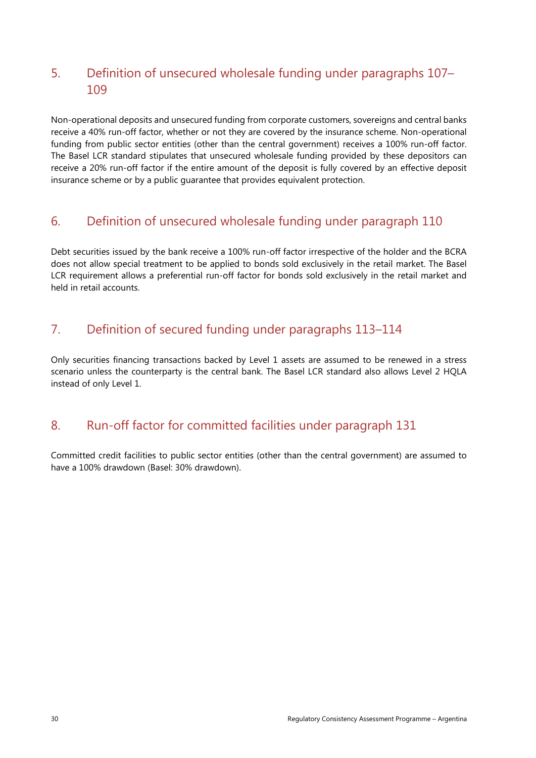## 5. Definition of unsecured wholesale funding under paragraphs 107–109

Non-operational deposits and unsecured funding from corporate customers, sovereigns and central banks receive a 40% run-off factor, whether or not they are covered by the insurance scheme. Non-operational funding from public sector entities (other than the central government) receives a 100% run-off factor. The Basel LCR standard stipulates that unsecured wholesale funding provided by these depositors can receive a 20% run-off factor if the entire amount of the deposit is fully covered by an effective deposit insurance scheme or by a public guarantee that provides equivalent protection.

## 6. Definition of unsecured wholesale funding under paragraph 110

Debt securities issued by the bank receive a 100% run-off factor irrespective of the holder and the BCRA does not allow special treatment to be applied to bonds sold exclusively in the retail market. The Basel LCR requirement allows a preferential run-off factor for bonds sold exclusively in the retail market and held in retail accounts.

## 7. Definition of secured funding under paragraphs 113–114

Only securities financing transactions backed by Level 1 assets are assumed to be renewed in a stress scenario unless the counterparty is the central bank. The Basel LCR standard also allows Level 2 HQLA instead of only Level 1.

## 8. Run-off factor for committed facilities under paragraph 131

Committed credit facilities to public sector entities (other than the central government) are assumed to have a 100% drawdown (Basel: 30% drawdown).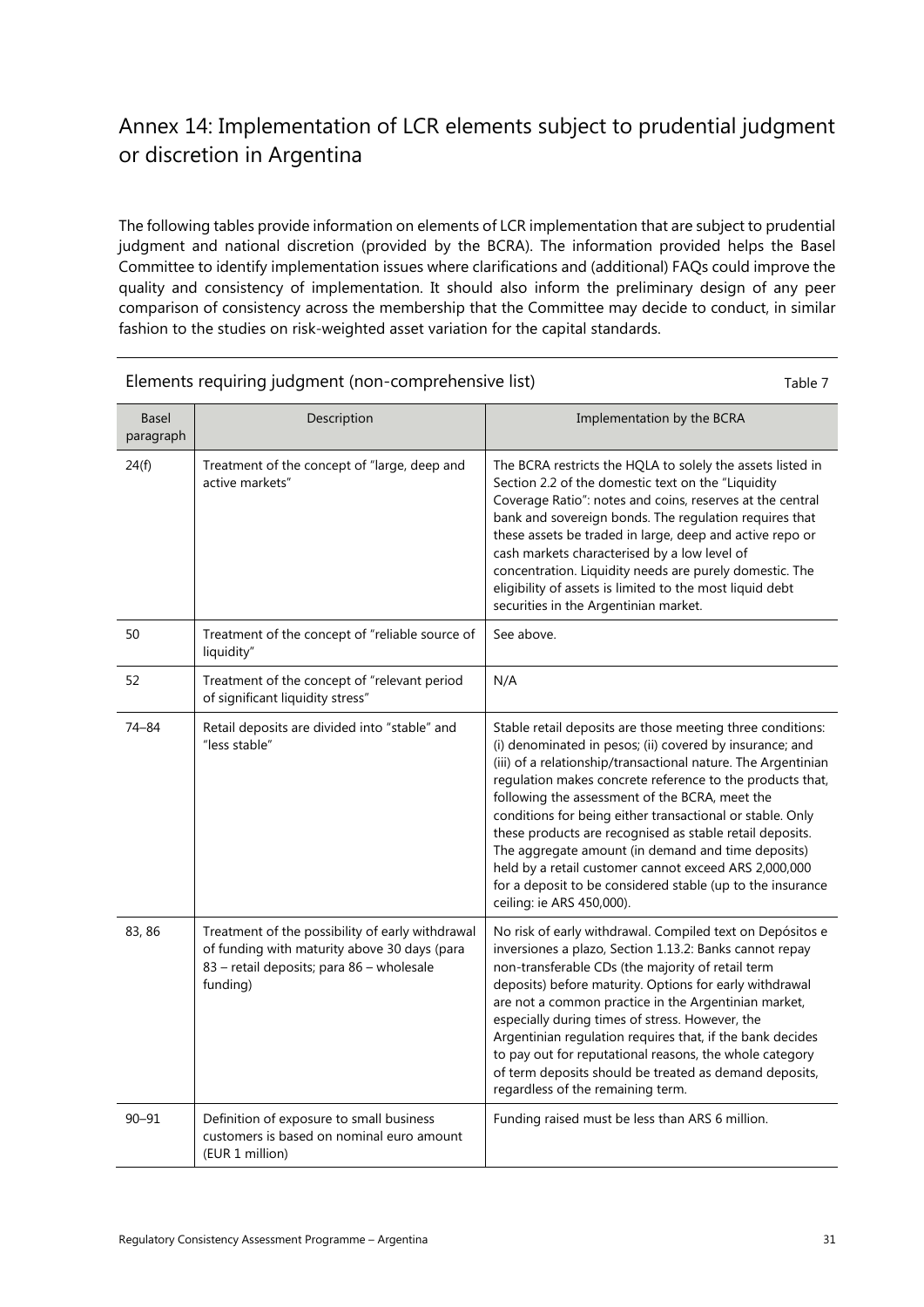# Annex 14: Implementation of LCR elements subject to prudential judgment or discretion in Argentina

The following tables provide information on elements of LCR implementation that are subject to prudential judgment and national discretion (provided by the BCRA). The information provided helps the Basel Committee to identify implementation issues where clarifications and (additional) FAQs could improve the quality and consistency of implementation. It should also inform the preliminary design of any peer comparison of consistency across the membership that the Committee may decide to conduct, in similar fashion to the studies on risk-weighted asset variation for the capital standards.

Elements requiring judgment (non-comprehensive list) — Table 7

| Basel paragraph | Description | Implementation by the BCRA |
|---|---|---|
| 24(f) | Treatment of the concept of "large, deep and active markets" | The BCRA restricts the HQLA to solely the assets listed in Section 2.2 of the domestic text on the "Liquidity Coverage Ratio": notes and coins, reserves at the central bank and sovereign bonds. The regulation requires that these assets be traded in large, deep and active repo or cash markets characterised by a low level of concentration. Liquidity needs are purely domestic. The eligibility of assets is limited to the most liquid debt securities in the Argentinian market. |
| 50 | Treatment of the concept of "reliable source of liquidity" | See above. |
| 52 | Treatment of the concept of "relevant period of significant liquidity stress" | N/A |
| 74–84 | Retail deposits are divided into "stable" and "less stable" | Stable retail deposits are those meeting three conditions: (i) denominated in pesos; (ii) covered by insurance; and (iii) of a relationship/transactional nature. The Argentinian regulation makes concrete reference to the products that, following the assessment of the BCRA, meet the conditions for being either transactional or stable. Only these products are recognised as stable retail deposits. The aggregate amount (in demand and time deposits) held by a retail customer cannot exceed ARS 2,000,000 for a deposit to be considered stable (up to the insurance ceiling: ie ARS 450,000). |
| 83, 86 | Treatment of the possibility of early withdrawal of funding with maturity above 30 days (para 83 – retail deposits; para 86 – wholesale funding) | No risk of early withdrawal. Compiled text on Depósitos e inversiones a plazo, Section 1.13.2: Banks cannot repay non-transferable CDs (the majority of retail term deposits) before maturity. Options for early withdrawal are not a common practice in the Argentinian market, especially during times of stress. However, the Argentinian regulation requires that, if the bank decides to pay out for reputational reasons, the whole category of term deposits should be treated as demand deposits, regardless of the remaining term. |
| 90–91 | Definition of exposure to small business customers is based on nominal euro amount (EUR 1 million) | Funding raised must be less than ARS 6 million. |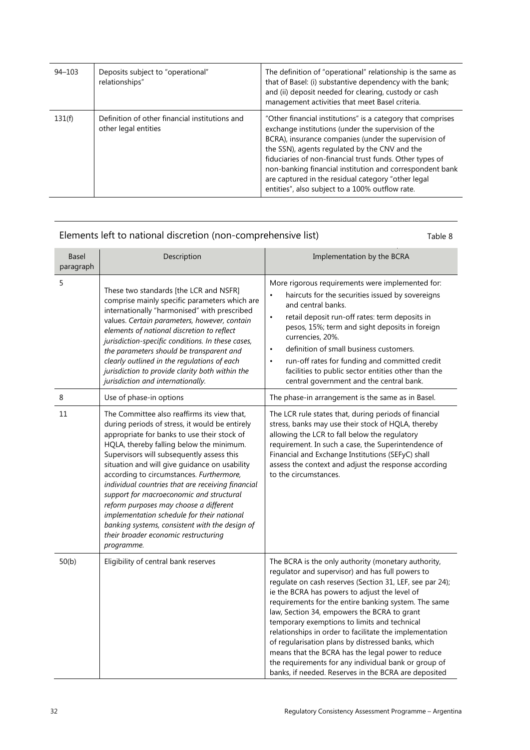| 94–103 | Deposits subject to "operational" relationships" | The definition of "operational" relationship is the same as that of Basel: (i) substantive dependency with the bank; and (ii) deposit needed for clearing, custody or cash management activities that meet Basel criteria. |
|---|---|---|
| 131(f) | Definition of other financial institutions and other legal entities | "Other financial institutions" is a category that comprises exchange institutions (under the supervision of the BCRA), insurance companies (under the supervision of the SSN), agents regulated by the CNV and the fiduciaries of non-financial trust funds. Other types of non-banking financial institution and correspondent bank are captured in the residual category "other legal entities", also subject to a 100% outflow rate. |

## Elements left to national discretion (non-comprehensive list)

Table 8

| Basel paragraph | Description | Implementation by the BCRA |
|---|---|---|
| 5 | These two standards [the LCR and NSFR] comprise mainly specific parameters which are internationally "harmonised" with prescribed values. *Certain parameters, however, contain elements of national discretion to reflect jurisdiction-specific conditions. In these cases, the parameters should be transparent and clearly outlined in the regulations of each jurisdiction to provide clarity both within the jurisdiction and internationally.* | More rigorous requirements were implemented for: <br>• haircuts for the securities issued by sovereigns and central banks. <br>• retail deposit run-off rates: term deposits in pesos, 15%; term and sight deposits in foreign currencies, 20%. <br>• definition of small business customers. <br>• run-off rates for funding and committed credit facilities to public sector entities other than the central government and the central bank. |
| 8 | Use of phase-in options | The phase-in arrangement is the same as in Basel. |
| 11 | The Committee also reaffirms its view that, during periods of stress, it would be entirely appropriate for banks to use their stock of HQLA, thereby falling below the minimum. Supervisors will subsequently assess this situation and will give guidance on usability according to circumstances. *Furthermore, individual countries that are receiving financial support for macroeconomic and structural reform purposes may choose a different implementation schedule for their national banking systems, consistent with the design of their broader economic restructuring programme.* | The LCR rule states that, during periods of financial stress, banks may use their stock of HQLA, thereby allowing the LCR to fall below the regulatory requirement. In such a case, the Superintendence of Financial and Exchange Institutions (SEFyC) shall assess the context and adjust the response according to the circumstances. |
| 50(b) | Eligibility of central bank reserves | The BCRA is the only authority (monetary authority, regulator and supervisor) and has full powers to regulate on cash reserves (Section 31, LEF, see par 24); ie the BCRA has powers to adjust the level of requirements for the entire banking system. The same law, Section 34, empowers the BCRA to grant temporary exemptions to limits and technical relationships in order to facilitate the implementation of regularisation plans by distressed banks, which means that the BCRA has the legal power to reduce the requirements for any individual bank or group of banks, if needed. Reserves in the BCRA are deposited |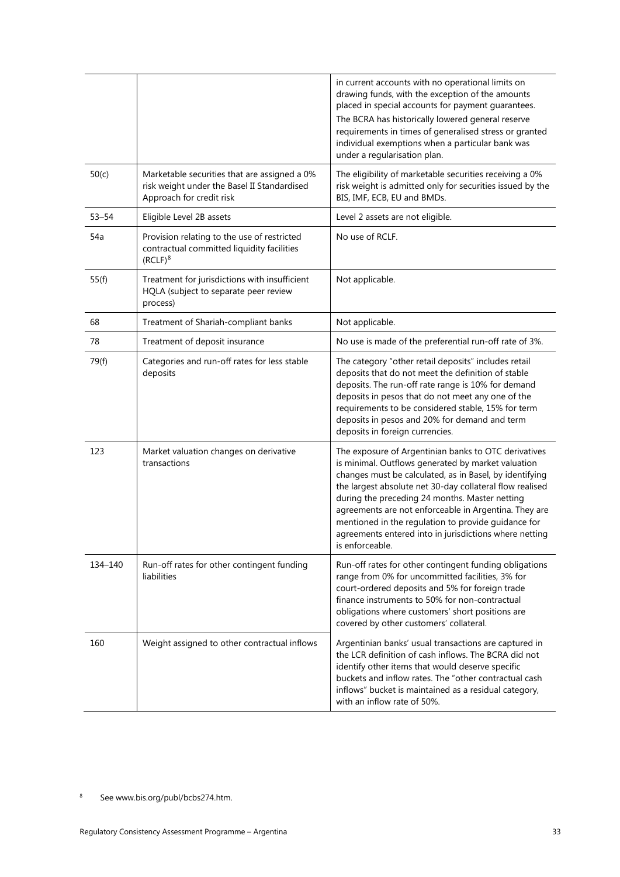| | | |
|---|---|---|
| | | in current accounts with no operational limits on drawing funds, with the exception of the amounts placed in special accounts for payment guarantees.<br>The BCRA has historically lowered general reserve requirements in times of generalised stress or granted individual exemptions when a particular bank was under a regularisation plan. |
| 50(c) | Marketable securities that are assigned a 0% risk weight under the Basel II Standardised Approach for credit risk | The eligibility of marketable securities receiving a 0% risk weight is admitted only for securities issued by the BIS, IMF, ECB, EU and BMDs. |
| 53–54 | Eligible Level 2B assets | Level 2 assets are not eligible. |
| 54a | Provision relating to the use of restricted contractual committed liquidity facilities (RCLF)[8] | No use of RCLF. |
| 55(f) | Treatment for jurisdictions with insufficient HQLA (subject to separate peer review process) | Not applicable. |
| 68 | Treatment of Shariah-compliant banks | Not applicable. |
| 78 | Treatment of deposit insurance | No use is made of the preferential run-off rate of 3%. |
| 79(f) | Categories and run-off rates for less stable deposits | The category "other retail deposits" includes retail deposits that do not meet the definition of stable deposits. The run-off rate range is 10% for demand deposits in pesos that do not meet any one of the requirements to be considered stable, 15% for term deposits in pesos and 20% for demand and term deposits in foreign currencies. |
| 123 | Market valuation changes on derivative transactions | The exposure of Argentinian banks to OTC derivatives is minimal. Outflows generated by market valuation changes must be calculated, as in Basel, by identifying the largest absolute net 30-day collateral flow realised during the preceding 24 months. Master netting agreements are not enforceable in Argentina. They are mentioned in the regulation to provide guidance for agreements entered into in jurisdictions where netting is enforceable. |
| 134–140 | Run-off rates for other contingent funding liabilities | Run-off rates for other contingent funding obligations range from 0% for uncommitted facilities, 3% for court-ordered deposits and 5% for foreign trade finance instruments to 50% for non-contractual obligations where customers' short positions are covered by other customers' collateral. |
| 160 | Weight assigned to other contractual inflows | Argentinian banks' usual transactions are captured in the LCR definition of cash inflows. The BCRA did not identify other items that would deserve specific buckets and inflow rates. The "other contractual cash inflows" bucket is maintained as a residual category, with an inflow rate of 50%. |

[8] See www.bis.org/publ/bcbs274.htm.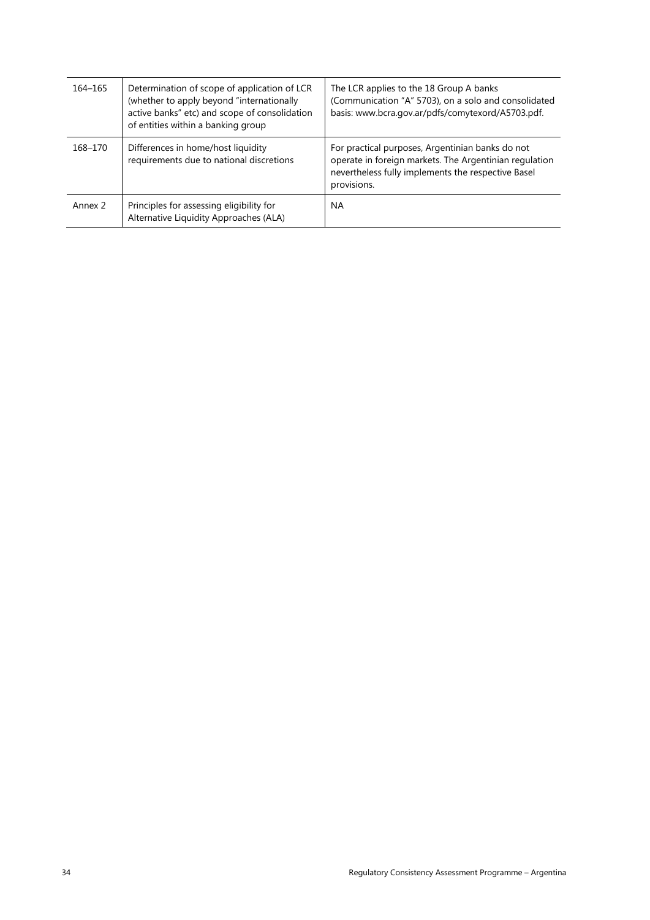| | | |
|---|---|---|
| 164–165 | Determination of scope of application of LCR (whether to apply beyond "internationally active banks" etc) and scope of consolidation of entities within a banking group | The LCR applies to the 18 Group A banks (Communication "A" 5703), on a solo and consolidated basis: www.bcra.gov.ar/pdfs/comytexord/A5703.pdf. |
| 168–170 | Differences in home/host liquidity requirements due to national discretions | For practical purposes, Argentinian banks do not operate in foreign markets. The Argentinian regulation nevertheless fully implements the respective Basel provisions. |
| Annex 2 | Principles for assessing eligibility for Alternative Liquidity Approaches (ALA) | NA |